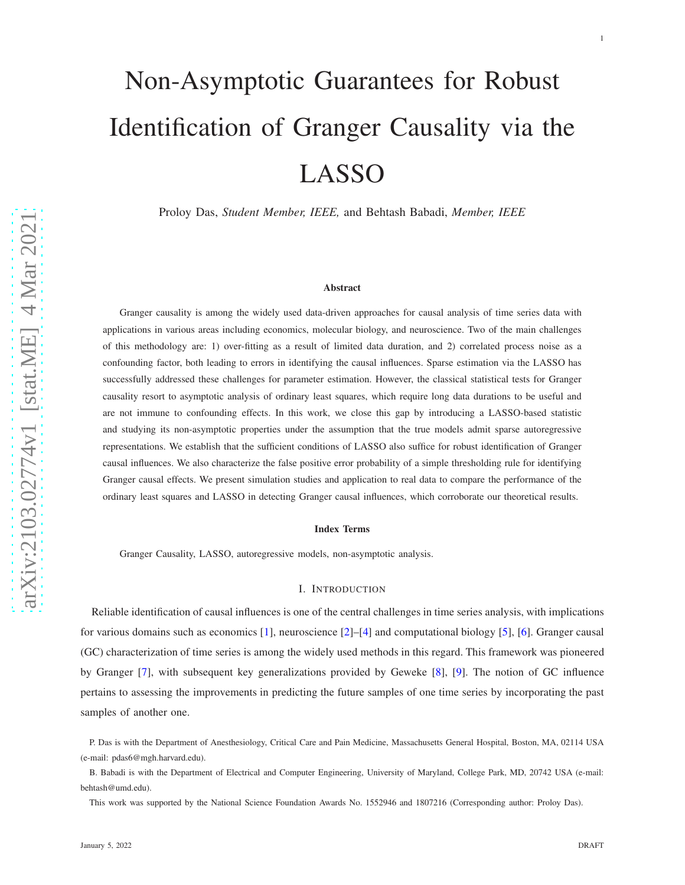# Non-Asymptotic Guarantees for Robust Identification of Granger Causality via the LASSO

Proloy Das, *Student Member, IEEE,* and Behtash Babadi, *Member, IEEE*

### Abstract

Granger causality is among the widely used data-driven approaches for causal analysis of time series data with applications in various areas including economics, molecular biology, and neuroscience. Two of the main challenges of this methodology are: 1) over-fitting as a result of limited data duration, and 2) correlated process noise as a confounding factor, both leading to errors in identifying the causal influences. Sparse estimation via the LASSO has successfully addressed these challenges for parameter estimation. However, the classical statistical tests for Granger causality resort to asymptotic analysis of ordinary least squares, which require long data durations to be useful and are not immune to confounding effects. In this work, we close this gap by introducing a LASSO-based statistic and studying its non-asymptotic properties under the assumption that the true models admit sparse autoregressive representations. We establish that the sufficient conditions of LASSO also suffice for robust identification of Granger causal influences. We also characterize the false positive error probability of a simple thresholding rule for identifying Granger causal effects. We present simulation studies and application to real data to compare the performance of the ordinary least squares and LASSO in detecting Granger causal influences, which corroborate our theoretical results.

### Index Terms

Granger Causality, LASSO, autoregressive models, non-asymptotic analysis.

## I. Introduction

Reliable identification of causal influences is one of the central challenges in time series analysis, with implications for various domains such as economics [1], neuroscience [2]–[4] and computational biology [5], [6]. Granger causal (GC) characterization of time series is among the widely used methods in this regard. This framework was pioneered by Granger [7], with subsequent key generalizations provided by Geweke [8], [9]. The notion of GC influence pertains to assessing the improvements in predicting the future samples of one time series by incorporating the past samples of another one.

P. Das is with the Department of Anesthesiology, Critical Care and Pain Medicine, Massachusetts General Hospital, Boston, MA, 02114 USA (e-mail: pdas6@mgh.harvard.edu).

B. Babadi is with the Department of Electrical and Computer Engineering, University of Maryland, College Park, MD, 20742 USA (e-mail: behtash@umd.edu).

This work was supported by the National Science Foundation Awards No. 1552946 and 1807216 (Corresponding author: Proloy Das).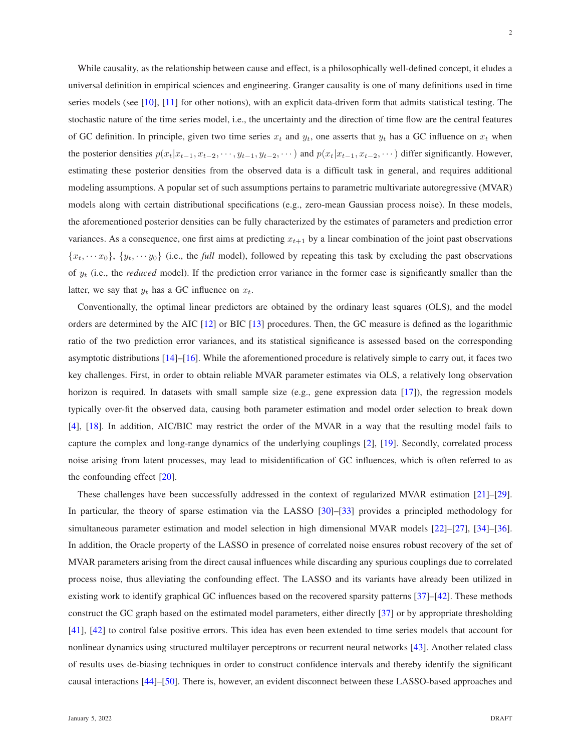While causality, as the relationship between cause and effect, is a philosophically well-defined concept, it eludes a universal definition in empirical sciences and engineering. Granger causality is one of many definitions used in time series models (see [10], [11] for other notions), with an explicit data-driven form that admits statistical testing. The stochastic nature of the time series model, i.e., the uncertainty and the direction of time flow are the central features of GC definition. In principle, given two time series $x_t$ and $y_t$, one asserts that $y_t$ has a GC influence on $x_t$ when the posterior densities $p(x_t|x_{t-1}, x_{t-2}, \cdots, y_{t-1}, y_{t-2}, \cdots)$ and $p(x_t|x_{t-1}, x_{t-2}, \cdots)$ differ significantly. However, estimating these posterior densities from the observed data is a difficult task in general, and requires additional modeling assumptions. A popular set of such assumptions pertains to parametric multivariate autoregressive (MVAR) models along with certain distributional specifications (e.g., zero-mean Gaussian process noise). In these models, the aforementioned posterior densities can be fully characterized by the estimates of parameters and prediction error variances. As a consequence, one first aims at predicting $x_{t+1}$ by a linear combination of the joint past observations $\{x_t, \cdots x_0\}$, $\{y_t, \cdots y_0\}$ (i.e., the *full* model), followed by repeating this task by excluding the past observations of $y_t$ (i.e., the *reduced* model). If the prediction error variance in the former case is significantly smaller than the latter, we say that $y_t$ has a GC influence on $x_t$.

Conventionally, the optimal linear predictors are obtained by the ordinary least squares (OLS), and the model orders are determined by the AIC [12] or BIC [13] procedures. Then, the GC measure is defined as the logarithmic ratio of the two prediction error variances, and its statistical significance is assessed based on the corresponding asymptotic distributions [14]–[16]. While the aforementioned procedure is relatively simple to carry out, it faces two key challenges. First, in order to obtain reliable MVAR parameter estimates via OLS, a relatively long observation horizon is required. In datasets with small sample size (e.g., gene expression data [17]), the regression models typically over-fit the observed data, causing both parameter estimation and model order selection to break down [4], [18]. In addition, AIC/BIC may restrict the order of the MVAR in a way that the resulting model fails to capture the complex and long-range dynamics of the underlying couplings [2], [19]. Secondly, correlated process noise arising from latent processes, may lead to misidentification of GC influences, which is often referred to as the confounding effect [20].

These challenges have been successfully addressed in the context of regularized MVAR estimation [21]–[29]. In particular, the theory of sparse estimation via the LASSO [30]–[33] provides a principled methodology for simultaneous parameter estimation and model selection in high dimensional MVAR models [22]–[27], [34]–[36]. In addition, the Oracle property of the LASSO in presence of correlated noise ensures robust recovery of the set of MVAR parameters arising from the direct causal influences while discarding any spurious couplings due to correlated process noise, thus alleviating the confounding effect. The LASSO and its variants have already been utilized in existing work to identify graphical GC influences based on the recovered sparsity patterns [37]–[42]. These methods construct the GC graph based on the estimated model parameters, either directly [37] or by appropriate thresholding [41], [42] to control false positive errors. This idea has even been extended to time series models that account for nonlinear dynamics using structured multilayer perceptrons or recurrent neural networks [43]. Another related class of results uses de-biasing techniques in order to construct confidence intervals and thereby identify the significant causal interactions [44]–[50]. There is, however, an evident disconnect between these LASSO-based approaches and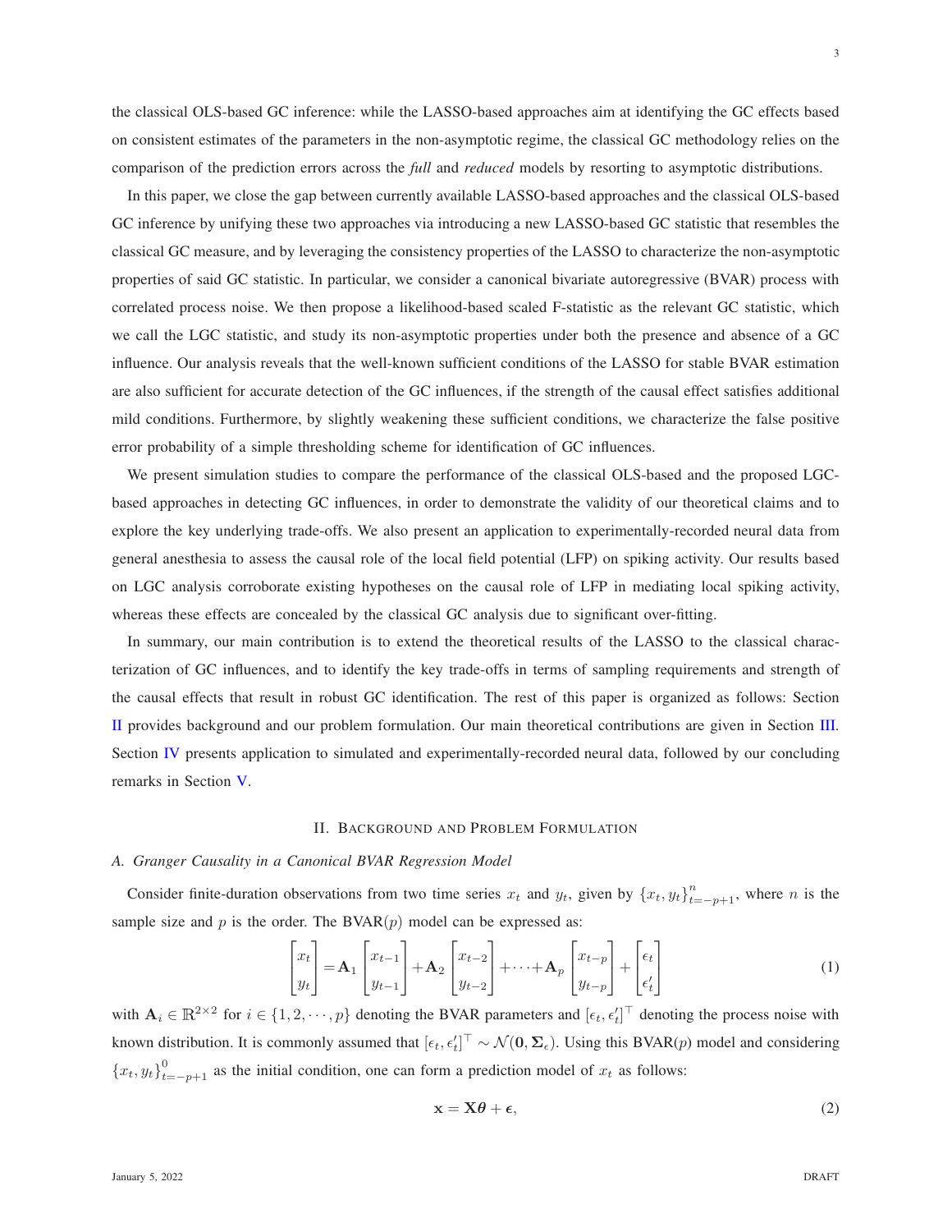the classical OLS-based GC inference: while the LASSO-based approaches aim at identifying the GC effects based on consistent estimates of the parameters in the non-asymptotic regime, the classical GC methodology relies on the comparison of the prediction errors across the *full* and *reduced* models by resorting to asymptotic distributions.

In this paper, we close the gap between currently available LASSO-based approaches and the classical OLS-based GC inference by unifying these two approaches via introducing a new LASSO-based GC statistic that resembles the classical GC measure, and by leveraging the consistency properties of the LASSO to characterize the non-asymptotic properties of said GC statistic. In particular, we consider a canonical bivariate autoregressive (BVAR) process with correlated process noise. We then propose a likelihood-based scaled F-statistic as the relevant GC statistic, which we call the LGC statistic, and study its non-asymptotic properties under both the presence and absence of a GC influence. Our analysis reveals that the well-known sufficient conditions of the LASSO for stable BVAR estimation are also sufficient for accurate detection of the GC influences, if the strength of the causal effect satisfies additional mild conditions. Furthermore, by slightly weakening these sufficient conditions, we characterize the false positive error probability of a simple thresholding scheme for identification of GC influences.

We present simulation studies to compare the performance of the classical OLS-based and the proposed LGC-based approaches in detecting GC influences, in order to demonstrate the validity of our theoretical claims and to explore the key underlying trade-offs. We also present an application to experimentally-recorded neural data from general anesthesia to assess the causal role of the local field potential (LFP) on spiking activity. Our results based on LGC analysis corroborate existing hypotheses on the causal role of LFP in mediating local spiking activity, whereas these effects are concealed by the classical GC analysis due to significant over-fitting.

In summary, our main contribution is to extend the theoretical results of the LASSO to the classical characterization of GC influences, and to identify the key trade-offs in terms of sampling requirements and strength of the causal effects that result in robust GC identification. The rest of this paper is organized as follows: Section II provides background and our problem formulation. Our main theoretical contributions are given in Section III. Section IV presents application to simulated and experimentally-recorded neural data, followed by our concluding remarks in Section V.

## II. Background and Problem Formulation

### A. Granger Causality in a Canonical BVAR Regression Model

Consider finite-duration observations from two time series $x_t$ and $y_t$, given by $\{x_t, y_t\}_{t=-p+1}^{n}$, where $n$ is the sample size and $p$ is the order. The BVAR($p$) model can be expressed as:

$$\begin{bmatrix} x_t \\ y_t \end{bmatrix} = \mathbf{A}_1 \begin{bmatrix} x_{t-1} \\ y_{t-1} \end{bmatrix} + \mathbf{A}_2 \begin{bmatrix} x_{t-2} \\ y_{t-2} \end{bmatrix} + \cdots + \mathbf{A}_p \begin{bmatrix} x_{t-p} \\ y_{t-p} \end{bmatrix} + \begin{bmatrix} \epsilon_t \\ \epsilon'_t \end{bmatrix} \tag{1}$$

with $\mathbf{A}_i \in \mathbb{R}^{2\times 2}$ for $i \in \{1, 2, \cdots, p\}$ denoting the BVAR parameters and $[\epsilon_t, \epsilon'_t]^\top$ denoting the process noise with known distribution. It is commonly assumed that $[\epsilon_t, \epsilon'_t]^\top \sim \mathcal{N}(\mathbf{0}, \boldsymbol{\Sigma}_\epsilon)$. Using this BVAR($p$) model and considering $\{x_t, y_t\}_{t=-p+1}^{0}$ as the initial condition, one can form a prediction model of $x_t$ as follows:

$$\mathbf{x} = \mathbf{X}\boldsymbol{\theta} + \boldsymbol{\epsilon}, \tag{2}$$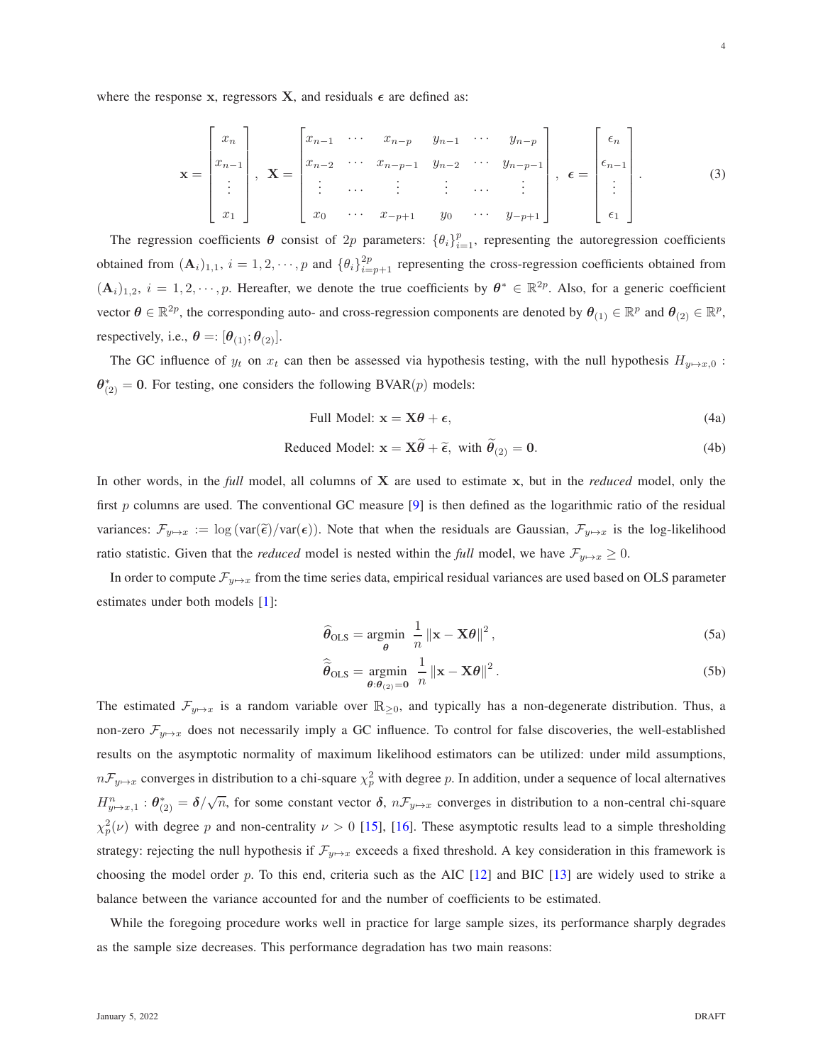where the response $\mathbf{x}$, regressors $\mathbf{X}$, and residuals $\boldsymbol{\epsilon}$ are defined as:

$$
\mathbf{x} = \begin{bmatrix} x_n \\ x_{n-1} \\ \vdots \\ x_1 \end{bmatrix}, \quad \mathbf{X} = \begin{bmatrix} x_{n-1} & \cdots & x_{n-p} & y_{n-1} & \cdots & y_{n-p} \\ x_{n-2} & \cdots & x_{n-p-1} & y_{n-2} & \cdots & y_{n-p-1} \\ \vdots & \cdots & \vdots & \vdots & \cdots & \vdots \\ x_0 & \cdots & x_{-p+1} & y_0 & \cdots & y_{-p+1} \end{bmatrix}, \quad \boldsymbol{\epsilon} = \begin{bmatrix} \epsilon_n \\ \epsilon_{n-1} \\ \vdots \\ \epsilon_1 \end{bmatrix}. \tag{3}
$$

The regression coefficients $\boldsymbol{\theta}$ consist of $2p$ parameters: $\{\theta_i\}_{i=1}^{p}$, representing the autoregression coefficients obtained from $(\mathbf{A}_i)_{1,1}$, $i = 1, 2, \cdots, p$ and $\{\theta_i\}_{i=p+1}^{2p}$ representing the cross-regression coefficients obtained from $(\mathbf{A}_i)_{1,2}$, $i = 1, 2, \cdots, p$. Hereafter, we denote the true coefficients by $\boldsymbol{\theta}^* \in \mathbb{R}^{2p}$. Also, for a generic coefficient vector $\boldsymbol{\theta} \in \mathbb{R}^{2p}$, the corresponding auto- and cross-regression components are denoted by $\boldsymbol{\theta}_{(1)} \in \mathbb{R}^p$ and $\boldsymbol{\theta}_{(2)} \in \mathbb{R}^p$, respectively, i.e., $\boldsymbol{\theta} =: [\boldsymbol{\theta}_{(1)}; \boldsymbol{\theta}_{(2)}]$.

The GC influence of $y_t$ on $x_t$ can then be assessed via hypothesis testing, with the null hypothesis $H_{y\mapsto x,0}$ : $\boldsymbol{\theta}^*_{(2)} = \mathbf{0}$. For testing, one considers the following BVAR($p$) models:

$$
\text{Full Model: } \mathbf{x} = \mathbf{X}\boldsymbol{\theta} + \boldsymbol{\epsilon}, \tag{4a}
$$

$$
\text{Reduced Model: } \mathbf{x} = \mathbf{X}\widetilde{\boldsymbol{\theta}} + \widetilde{\boldsymbol{\epsilon}}, \text{ with } \widetilde{\boldsymbol{\theta}}_{(2)} = \mathbf{0}. \tag{4b}
$$

In other words, in the *full* model, all columns of $\mathbf{X}$ are used to estimate $\mathbf{x}$, but in the *reduced* model, only the first $p$ columns are used. The conventional GC measure [9] is then defined as the logarithmic ratio of the residual variances: $\mathcal{F}_{y\mapsto x} := \log\left(\text{var}(\widetilde{\boldsymbol{\epsilon}})/\text{var}(\boldsymbol{\epsilon})\right)$. Note that when the residuals are Gaussian, $\mathcal{F}_{y\mapsto x}$ is the log-likelihood ratio statistic. Given that the *reduced* model is nested within the *full* model, we have $\mathcal{F}_{y\mapsto x} \geq 0$.

In order to compute $\mathcal{F}_{y\mapsto x}$ from the time series data, empirical residual variances are used based on OLS parameter estimates under both models [1]:

$$
\widehat{\boldsymbol{\theta}}_{\text{OLS}} = \underset{\boldsymbol{\theta}}{\text{argmin}} \ \frac{1}{n}\left\|\mathbf{x} - \mathbf{X}\boldsymbol{\theta}\right\|^2, \tag{5a}
$$

$$
\widehat{\widetilde{\boldsymbol{\theta}}}_{\text{OLS}} = \underset{\boldsymbol{\theta}:\boldsymbol{\theta}_{(2)}=\mathbf{0}}{\text{argmin}} \ \frac{1}{n}\left\|\mathbf{x} - \mathbf{X}\boldsymbol{\theta}\right\|^2. \tag{5b}
$$

The estimated $\mathcal{F}_{y\mapsto x}$ is a random variable over $\mathbb{R}_{\geq 0}$, and typically has a non-degenerate distribution. Thus, a non-zero $\mathcal{F}_{y\mapsto x}$ does not necessarily imply a GC influence. To control for false discoveries, the well-established results on the asymptotic normality of maximum likelihood estimators can be utilized: under mild assumptions, $n\mathcal{F}_{y\mapsto x}$ converges in distribution to a chi-square $\chi^2_p$ with degree $p$. In addition, under a sequence of local alternatives $H^n_{y\mapsto x,1} : \boldsymbol{\theta}^*_{(2)} = \boldsymbol{\delta}/\sqrt{n}$, for some constant vector $\boldsymbol{\delta}$, $n\mathcal{F}_{y\mapsto x}$ converges in distribution to a non-central chi-square $\chi^2_p(\nu)$ with degree $p$ and non-centrality $\nu > 0$ [15], [16]. These asymptotic results lead to a simple thresholding strategy: rejecting the null hypothesis if $\mathcal{F}_{y\mapsto x}$ exceeds a fixed threshold. A key consideration in this framework is choosing the model order $p$. To this end, criteria such as the AIC [12] and BIC [13] are widely used to strike a balance between the variance accounted for and the number of coefficients to be estimated.

While the foregoing procedure works well in practice for large sample sizes, its performance sharply degrades as the sample size decreases. This performance degradation has two main reasons: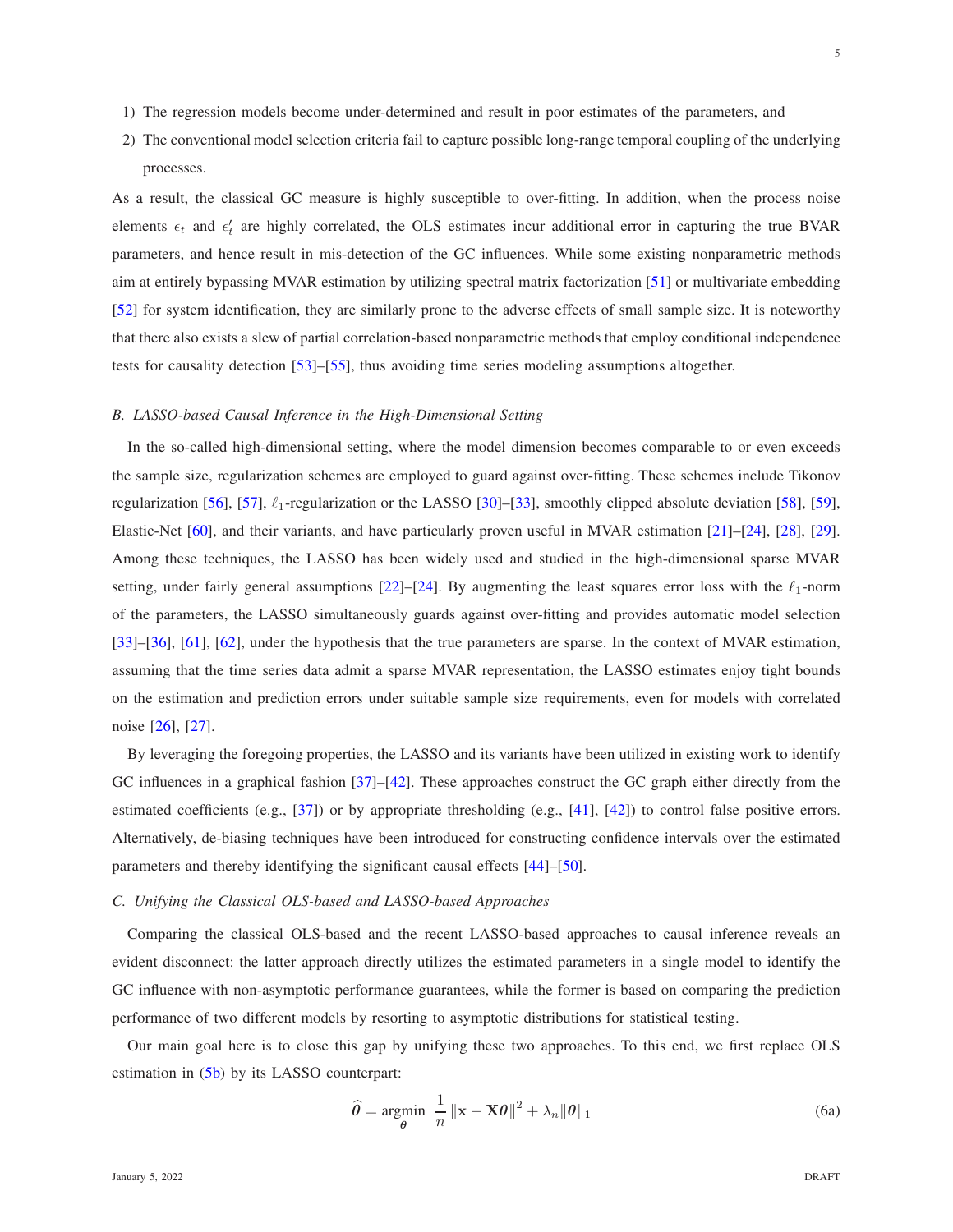1) The regression models become under-determined and result in poor estimates of the parameters, and
2) The conventional model selection criteria fail to capture possible long-range temporal coupling of the underlying processes.

As a result, the classical GC measure is highly susceptible to over-fitting. In addition, when the process noise elements $\epsilon_t$ and $\epsilon'_t$ are highly correlated, the OLS estimates incur additional error in capturing the true BVAR parameters, and hence result in mis-detection of the GC influences. While some existing nonparametric methods aim at entirely bypassing MVAR estimation by utilizing spectral matrix factorization [51] or multivariate embedding [52] for system identification, they are similarly prone to the adverse effects of small sample size. It is noteworthy that there also exists a slew of partial correlation-based nonparametric methods that employ conditional independence tests for causality detection [53]–[55], thus avoiding time series modeling assumptions altogether.

### *B. LASSO-based Causal Inference in the High-Dimensional Setting*

In the so-called high-dimensional setting, where the model dimension becomes comparable to or even exceeds the sample size, regularization schemes are employed to guard against over-fitting. These schemes include Tikonov regularization [56], [57], $\ell_1$-regularization or the LASSO [30]–[33], smoothly clipped absolute deviation [58], [59], Elastic-Net [60], and their variants, and have particularly proven useful in MVAR estimation [21]–[24], [28], [29]. Among these techniques, the LASSO has been widely used and studied in the high-dimensional sparse MVAR setting, under fairly general assumptions [22]–[24]. By augmenting the least squares error loss with the $\ell_1$-norm of the parameters, the LASSO simultaneously guards against over-fitting and provides automatic model selection [33]–[36], [61], [62], under the hypothesis that the true parameters are sparse. In the context of MVAR estimation, assuming that the time series data admit a sparse MVAR representation, the LASSO estimates enjoy tight bounds on the estimation and prediction errors under suitable sample size requirements, even for models with correlated noise [26], [27].

By leveraging the foregoing properties, the LASSO and its variants have been utilized in existing work to identify GC influences in a graphical fashion [37]–[42]. These approaches construct the GC graph either directly from the estimated coefficients (e.g., [37]) or by appropriate thresholding (e.g., [41], [42]) to control false positive errors. Alternatively, de-biasing techniques have been introduced for constructing confidence intervals over the estimated parameters and thereby identifying the significant causal effects [44]–[50].

### *C. Unifying the Classical OLS-based and LASSO-based Approaches*

Comparing the classical OLS-based and the recent LASSO-based approaches to causal inference reveals an evident disconnect: the latter approach directly utilizes the estimated parameters in a single model to identify the GC influence with non-asymptotic performance guarantees, while the former is based on comparing the prediction performance of two different models by resorting to asymptotic distributions for statistical testing.

Our main goal here is to close this gap by unifying these two approaches. To this end, we first replace OLS estimation in (5b) by its LASSO counterpart:

$$\widehat{\boldsymbol{\theta}} = \underset{\boldsymbol{\theta}}{\operatorname{argmin}} \ \frac{1}{n} \|\mathbf{x} - \mathbf{X}\boldsymbol{\theta}\|^2 + \lambda_n \|\boldsymbol{\theta}\|_1 \tag{6a}$$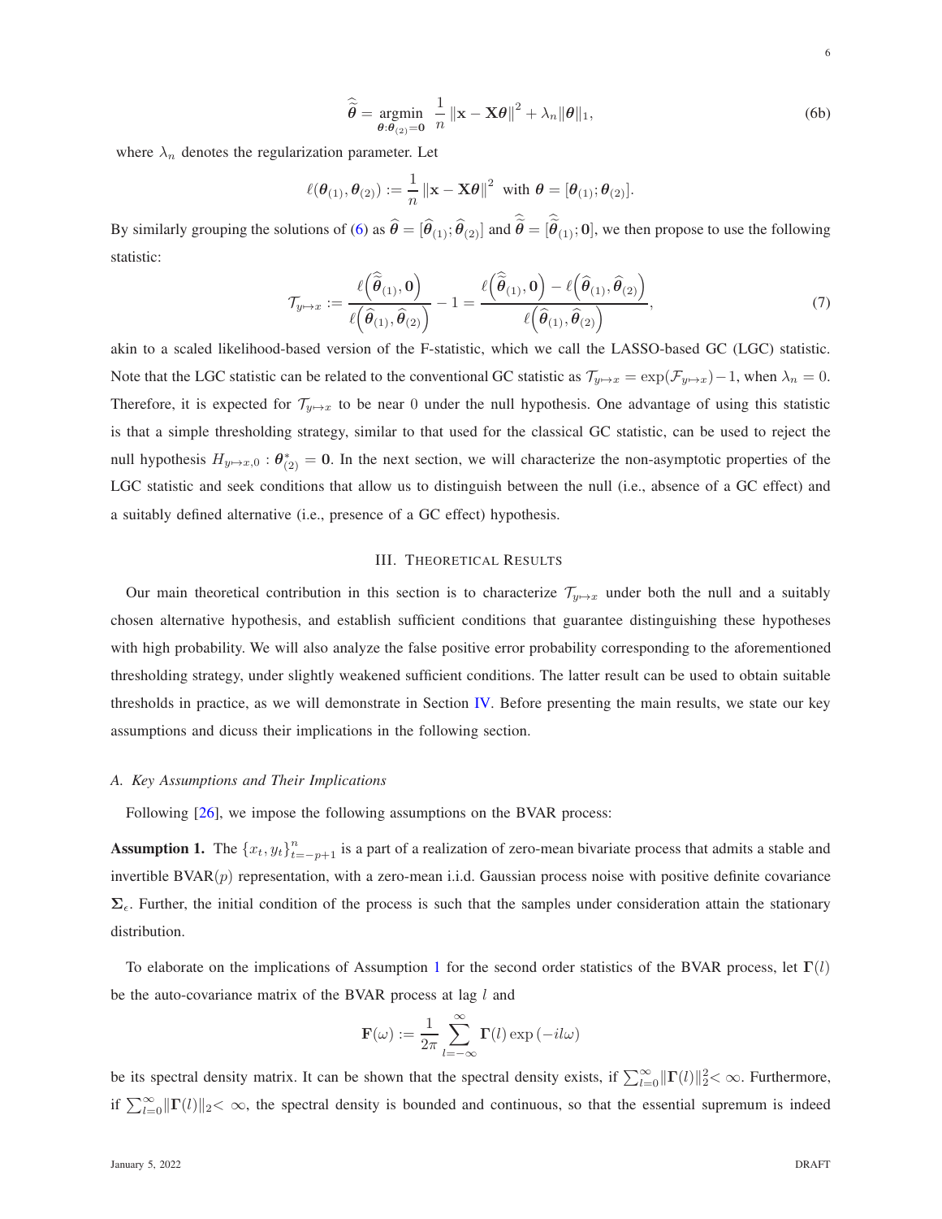$$
\widehat{\widehat{\boldsymbol{\theta}}} = \underset{\boldsymbol{\theta}:\boldsymbol{\theta}_{(2)}=\mathbf{0}}{\operatorname{argmin}} \ \frac{1}{n}\left\|\mathbf{x}-\mathbf{X}\boldsymbol{\theta}\right\|^2 + \lambda_n \|\boldsymbol{\theta}\|_1, \tag{6b}
$$

where $\lambda_n$ denotes the regularization parameter. Let

$$
\ell(\boldsymbol{\theta}_{(1)}, \boldsymbol{\theta}_{(2)}) := \frac{1}{n}\left\|\mathbf{x}-\mathbf{X}\boldsymbol{\theta}\right\|^2 \ \text{ with } \boldsymbol{\theta} = [\boldsymbol{\theta}_{(1)}; \boldsymbol{\theta}_{(2)}].
$$

By similarly grouping the solutions of (6) as $\widehat{\boldsymbol{\theta}} = [\widehat{\boldsymbol{\theta}}_{(1)}; \widehat{\boldsymbol{\theta}}_{(2)}]$ and $\widehat{\widehat{\boldsymbol{\theta}}} = [\widehat{\widehat{\boldsymbol{\theta}}}_{(1)}; \mathbf{0}]$, we then propose to use the following statistic:

$$
\mathcal{T}_{y\mapsto x} := \frac{\ell\left(\widehat{\widehat{\boldsymbol{\theta}}}_{(1)}, \mathbf{0}\right)}{\ell\left(\widehat{\boldsymbol{\theta}}_{(1)}, \widehat{\boldsymbol{\theta}}_{(2)}\right)} - 1 = \frac{\ell\left(\widehat{\widehat{\boldsymbol{\theta}}}_{(1)}, \mathbf{0}\right) - \ell\left(\widehat{\boldsymbol{\theta}}_{(1)}, \widehat{\boldsymbol{\theta}}_{(2)}\right)}{\ell\left(\widehat{\boldsymbol{\theta}}_{(1)}, \widehat{\boldsymbol{\theta}}_{(2)}\right)}, \tag{7}
$$

akin to a scaled likelihood-based version of the F-statistic, which we call the LASSO-based GC (LGC) statistic. Note that the LGC statistic can be related to the conventional GC statistic as $\mathcal{T}_{y\mapsto x} = \exp(\mathcal{F}_{y\mapsto x}) - 1$, when $\lambda_n = 0$. Therefore, it is expected for $\mathcal{T}_{y\mapsto x}$ to be near $0$ under the null hypothesis. One advantage of using this statistic is that a simple thresholding strategy, similar to that used for the classical GC statistic, can be used to reject the null hypothesis $H_{y\mapsto x,0} : \boldsymbol{\theta}^*_{(2)} = \mathbf{0}$. In the next section, we will characterize the non-asymptotic properties of the LGC statistic and seek conditions that allow us to distinguish between the null (i.e., absence of a GC effect) and a suitably defined alternative (i.e., presence of a GC effect) hypothesis.

## III. Theoretical Results

Our main theoretical contribution in this section is to characterize $\mathcal{T}_{y\mapsto x}$ under both the null and a suitably chosen alternative hypothesis, and establish sufficient conditions that guarantee distinguishing these hypotheses with high probability. We will also analyze the false positive error probability corresponding to the aforementioned thresholding strategy, under slightly weakened sufficient conditions. The latter result can be used to obtain suitable thresholds in practice, as we will demonstrate in Section IV. Before presenting the main results, we state our key assumptions and dicuss their implications in the following section.

### *A. Key Assumptions and Their Implications*

Following [26], we impose the following assumptions on the BVAR process:

**Assumption 1.** The $\{x_t, y_t\}_{t=-p+1}^n$ is a part of a realization of zero-mean bivariate process that admits a stable and invertible BVAR($p$) representation, with a zero-mean i.i.d. Gaussian process noise with positive definite covariance $\boldsymbol{\Sigma}_\epsilon$. Further, the initial condition of the process is such that the samples under consideration attain the stationary distribution.

To elaborate on the implications of Assumption 1 for the second order statistics of the BVAR process, let $\boldsymbol{\Gamma}(l)$ be the auto-covariance matrix of the BVAR process at lag $l$ and

$$
\mathbf{F}(\omega) := \frac{1}{2\pi}\sum_{l=-\infty}^{\infty} \boldsymbol{\Gamma}(l) \exp\left(-il\omega\right)
$$

be its spectral density matrix. It can be shown that the spectral density exists, if $\sum_{l=0}^{\infty}\|\boldsymbol{\Gamma}(l)\|_2^2 < \infty$. Furthermore, if $\sum_{l=0}^{\infty}\|\boldsymbol{\Gamma}(l)\|_2 < \infty$, the spectral density is bounded and continuous, so that the essential supremum is indeed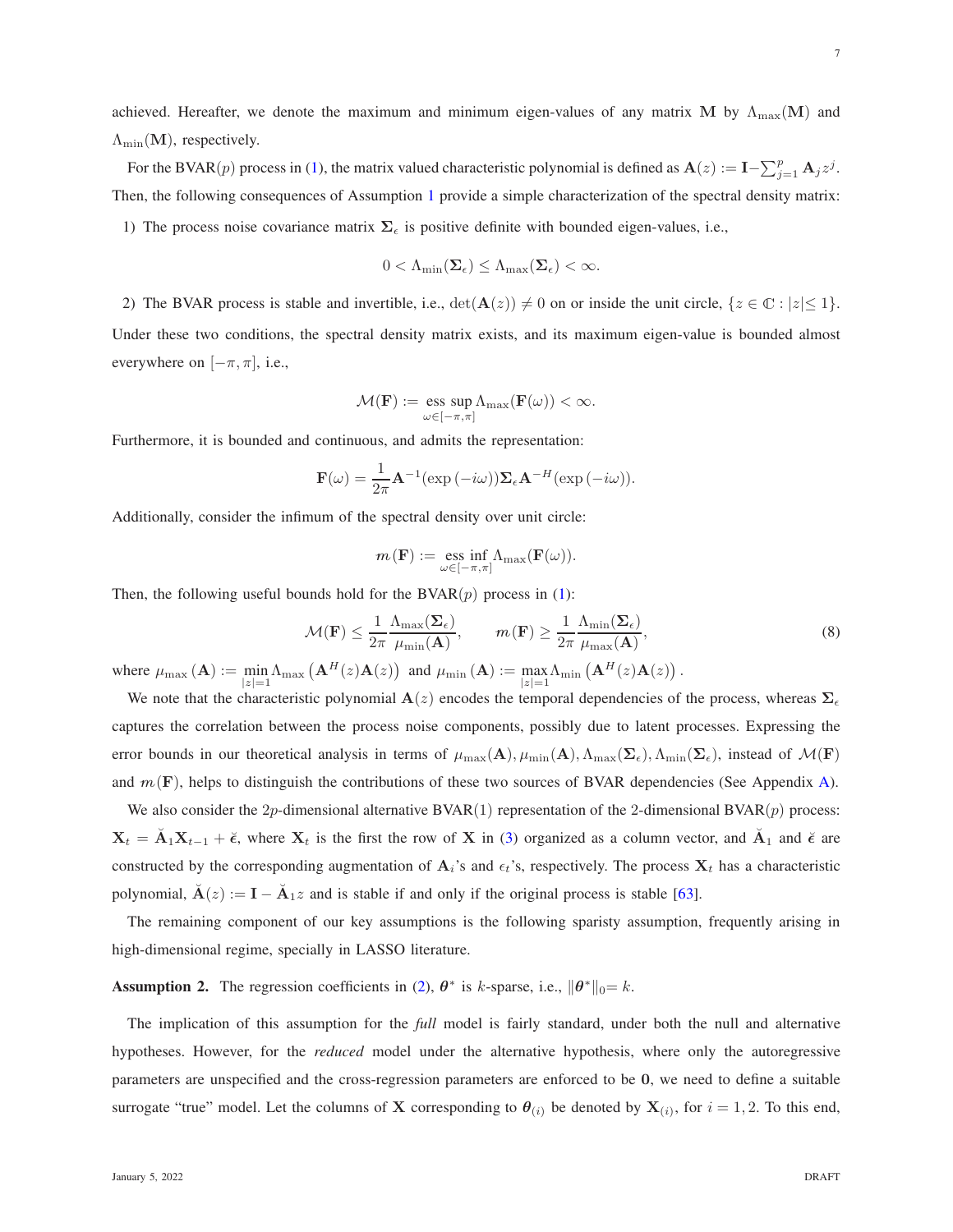achieved. Hereafter, we denote the maximum and minimum eigen-values of any matrix $\mathbf{M}$ by $\Lambda_{\max}(\mathbf{M})$ and $\Lambda_{\min}(\mathbf{M})$, respectively.

For the BVAR($p$) process in (1), the matrix valued characteristic polynomial is defined as $\mathbf{A}(z) := \mathbf{I} - \sum_{j=1}^{p} \mathbf{A}_j z^j$. Then, the following consequences of Assumption 1 provide a simple characterization of the spectral density matrix:

1) The process noise covariance matrix $\mathbf{\Sigma}_\epsilon$ is positive definite with bounded eigen-values, i.e.,

$$0 < \Lambda_{\min}(\mathbf{\Sigma}_\epsilon) \leq \Lambda_{\max}(\mathbf{\Sigma}_\epsilon) < \infty.$$

2) The BVAR process is stable and invertible, i.e., $\det(\mathbf{A}(z)) \neq 0$ on or inside the unit circle, $\{z \in \mathbb{C} : |z| \leq 1\}$.

Under these two conditions, the spectral density matrix exists, and its maximum eigen-value is bounded almost everywhere on $[-\pi, \pi]$, i.e.,

$$\mathcal{M}(\mathbf{F}) := \operatorname*{ess\,sup}_{\omega \in [-\pi,\pi]} \Lambda_{\max}(\mathbf{F}(\omega)) < \infty.$$

Furthermore, it is bounded and continuous, and admits the representation:

$$\mathbf{F}(\omega) = \frac{1}{2\pi} \mathbf{A}^{-1}(\exp(-i\omega)) \mathbf{\Sigma}_\epsilon \mathbf{A}^{-H}(\exp(-i\omega)).$$

Additionally, consider the infimum of the spectral density over unit circle:

$$m(\mathbf{F}) := \operatorname*{ess\,inf}_{\omega \in [-\pi,\pi]} \Lambda_{\max}(\mathbf{F}(\omega)).$$

Then, the following useful bounds hold for the BVAR($p$) process in (1):

$$\mathcal{M}(\mathbf{F}) \leq \frac{1}{2\pi} \frac{\Lambda_{\max}(\mathbf{\Sigma}_\epsilon)}{\mu_{\min}(\mathbf{A})}, \qquad m(\mathbf{F}) \geq \frac{1}{2\pi} \frac{\Lambda_{\min}(\mathbf{\Sigma}_\epsilon)}{\mu_{\max}(\mathbf{A})}, \tag{8}$$

where $\mu_{\max}(\mathbf{A}) := \min_{|z|=1} \Lambda_{\max}\left(\mathbf{A}^H(z)\mathbf{A}(z)\right)$ and $\mu_{\min}(\mathbf{A}) := \max_{|z|=1} \Lambda_{\min}\left(\mathbf{A}^H(z)\mathbf{A}(z)\right)$.

We note that the characteristic polynomial $\mathbf{A}(z)$ encodes the temporal dependencies of the process, whereas $\mathbf{\Sigma}_\epsilon$ captures the correlation between the process noise components, possibly due to latent processes. Expressing the error bounds in our theoretical analysis in terms of $\mu_{\max}(\mathbf{A}), \mu_{\min}(\mathbf{A}), \Lambda_{\max}(\mathbf{\Sigma}_\epsilon), \Lambda_{\min}(\mathbf{\Sigma}_\epsilon)$, instead of $\mathcal{M}(\mathbf{F})$ and $m(\mathbf{F})$, helps to distinguish the contributions of these two sources of BVAR dependencies (See Appendix A).

We also consider the $2p$-dimensional alternative BVAR(1) representation of the 2-dimensional BVAR($p$) process: $\mathbf{X}_t = \breve{\mathbf{A}}_1 \mathbf{X}_{t-1} + \breve{\epsilon}$, where $\mathbf{X}_t$ is the first the row of $\mathbf{X}$ in (3) organized as a column vector, and $\breve{\mathbf{A}}_1$ and $\breve{\epsilon}$ are constructed by the corresponding augmentation of $\mathbf{A}_i$'s and $\epsilon_t$'s, respectively. The process $\mathbf{X}_t$ has a characteristic polynomial, $\breve{\mathbf{A}}(z) := \mathbf{I} - \breve{\mathbf{A}}_1 z$ and is stable if and only if the original process is stable [63].

The remaining component of our key assumptions is the following sparisty assumption, frequently arising in high-dimensional regime, specially in LASSO literature.

**Assumption 2.** The regression coefficients in (2), $\boldsymbol{\theta}^*$ is $k$-sparse, i.e., $\|\boldsymbol{\theta}^*\|_0 = k$.

The implication of this assumption for the *full* model is fairly standard, under both the null and alternative hypotheses. However, for the *reduced* model under the alternative hypothesis, where only the autoregressive parameters are unspecified and the cross-regression parameters are enforced to be $\mathbf{0}$, we need to define a suitable surrogate "true" model. Let the columns of $\mathbf{X}$ corresponding to $\boldsymbol{\theta}_{(i)}$ be denoted by $\mathbf{X}_{(i)}$, for $i = 1, 2$. To this end,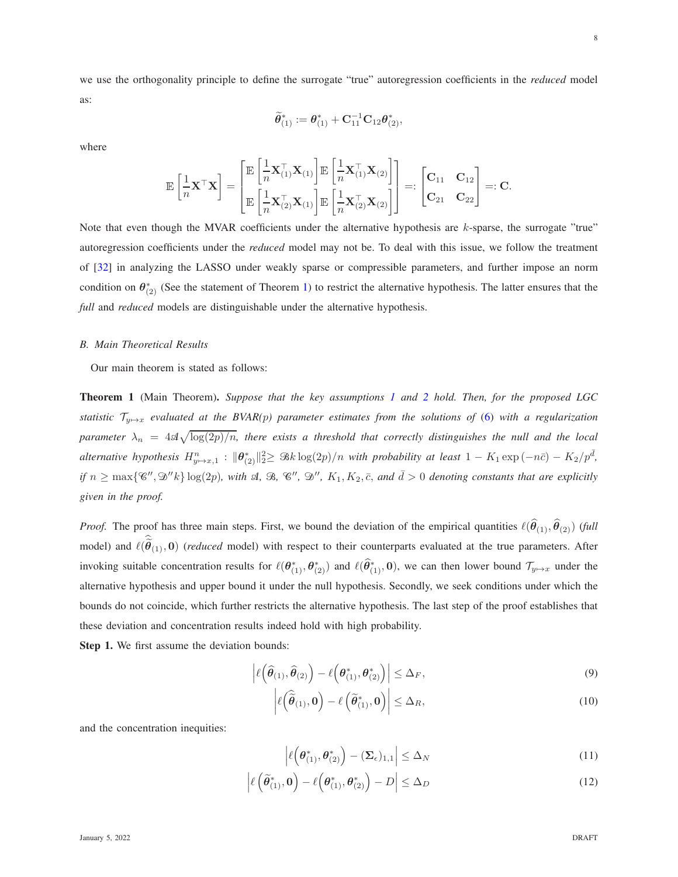we use the orthogonality principle to define the surrogate "true" autoregression coefficients in the *reduced* model as:

$$\widetilde{\boldsymbol{\theta}}^*_{(1)} := \boldsymbol{\theta}^*_{(1)} + \mathbf{C}_{11}^{-1}\mathbf{C}_{12}\boldsymbol{\theta}^*_{(2)},$$

where

$$\mathbb{E}\left[\frac{1}{n}\mathbf{X}^\top\mathbf{X}\right] = \begin{bmatrix} \mathbb{E}\left[\frac{1}{n}\mathbf{X}_{(1)}^\top\mathbf{X}_{(1)}\right] \mathbb{E}\left[\frac{1}{n}\mathbf{X}_{(1)}^\top\mathbf{X}_{(2)}\right] \\ \mathbb{E}\left[\frac{1}{n}\mathbf{X}_{(2)}^\top\mathbf{X}_{(1)}\right] \mathbb{E}\left[\frac{1}{n}\mathbf{X}_{(2)}^\top\mathbf{X}_{(2)}\right] \end{bmatrix} =: \begin{bmatrix} \mathbf{C}_{11} & \mathbf{C}_{12} \\ \mathbf{C}_{21} & \mathbf{C}_{22} \end{bmatrix} =: \mathbf{C}.$$

Note that even though the MVAR coefficients under the alternative hypothesis are $k$-sparse, the surrogate "true" autoregression coefficients under the *reduced* model may not be. To deal with this issue, we follow the treatment of [32] in analyzing the LASSO under weakly sparse or compressible parameters, and further impose an norm condition on $\boldsymbol{\theta}^*_{(2)}$ (See the statement of Theorem 1) to restrict the alternative hypothesis. The latter ensures that the *full* and *reduced* models are distinguishable under the alternative hypothesis.

### B. Main Theoretical Results

Our main theorem is stated as follows:

**Theorem 1** (Main Theorem). *Suppose that the key assumptions 1 and 2 hold. Then, for the proposed LGC statistic $\mathcal{T}_{y\mapsto x}$ evaluated at the BVAR(p) parameter estimates from the solutions of (6) with a regularization parameter $\lambda_n = 4\mathscr{A}\sqrt{\log(2p)/n}$, there exists a threshold that correctly distinguishes the null and the local alternative hypothesis $H^n_{y\mapsto x,1} : \|\boldsymbol{\theta}^*_{(2)}\|_2^2 \geq \mathscr{B}k\log(2p)/n$ with probability at least $1 - K_1\exp(-n\bar{c}) - K_2/p^{\bar{d}}$, if $n \geq \max\{\mathscr{C}'', \mathscr{D}''k\}\log(2p)$, with $\mathscr{A}$, $\mathscr{B}$, $\mathscr{C}''$, $\mathscr{D}''$, $K_1, K_2, \bar{c}$, and $\bar{d} > 0$ denoting constants that are explicitly given in the proof.*

*Proof.* The proof has three main steps. First, we bound the deviation of the empirical quantities $\ell(\widehat{\boldsymbol{\theta}}_{(1)}, \widehat{\boldsymbol{\theta}}_{(2)})$ (*full* model) and $\ell(\widehat{\widetilde{\boldsymbol{\theta}}}_{(1)}, \mathbf{0})$ (*reduced* model) with respect to their counterparts evaluated at the true parameters. After invoking suitable concentration results for $\ell(\boldsymbol{\theta}^*_{(1)}, \boldsymbol{\theta}^*_{(2)})$ and $\ell(\widehat{\boldsymbol{\theta}}^*_{(1)}, \mathbf{0})$, we can then lower bound $\mathcal{T}_{y\mapsto x}$ under the alternative hypothesis and upper bound it under the null hypothesis. Secondly, we seek conditions under which the bounds do not coincide, which further restricts the alternative hypothesis. The last step of the proof establishes that these deviation and concentration results indeed hold with high probability.

**Step 1.** We first assume the deviation bounds:

$$\left|\ell\Big(\widehat{\boldsymbol{\theta}}_{(1)}, \widehat{\boldsymbol{\theta}}_{(2)}\Big) - \ell\Big(\boldsymbol{\theta}^*_{(1)}, \boldsymbol{\theta}^*_{(2)}\Big)\right| \leq \Delta_F, \tag{9}$$

$$\left|\ell\Big(\widehat{\widetilde{\boldsymbol{\theta}}}_{(1)}, \mathbf{0}\Big) - \ell\left(\widetilde{\boldsymbol{\theta}}^*_{(1)}, \mathbf{0}\right)\right| \leq \Delta_R, \tag{10}$$

and the concentration inequities:

$$\left|\ell\Big(\boldsymbol{\theta}^*_{(1)}, \boldsymbol{\theta}^*_{(2)}\Big) - (\boldsymbol{\Sigma}_\epsilon)_{1,1}\right| \leq \Delta_N \tag{11}$$

$$\left|\ell\left(\widetilde{\boldsymbol{\theta}}^*_{(1)}, \mathbf{0}\right) - \ell\Big(\boldsymbol{\theta}^*_{(1)}, \boldsymbol{\theta}^*_{(2)}\Big) - D\right| \leq \Delta_D \tag{12}$$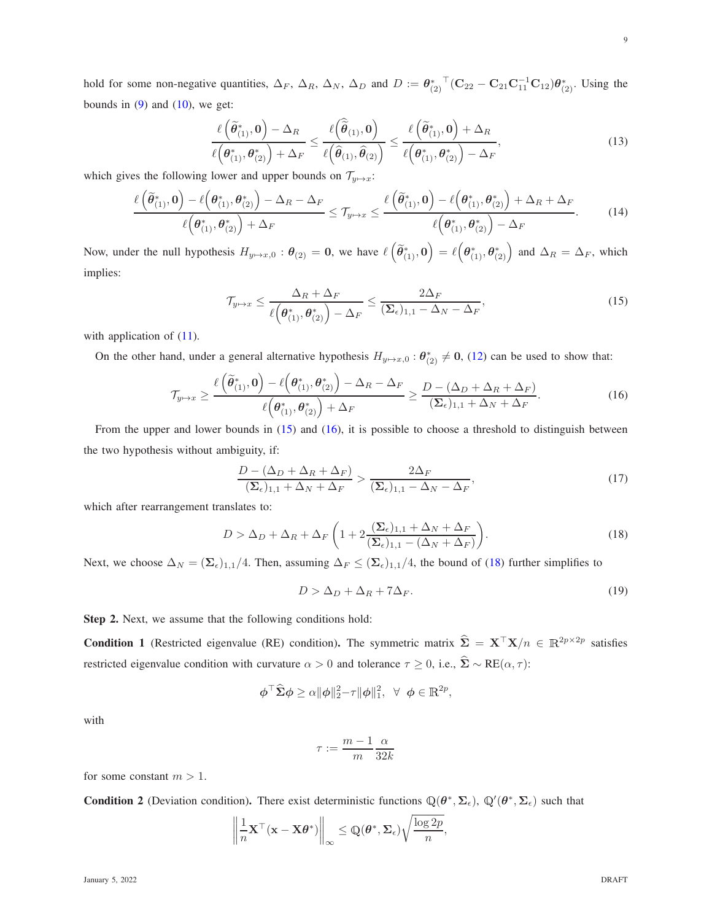hold for some non-negative quantities, $\Delta_F$, $\Delta_R$, $\Delta_N$, $\Delta_D$ and $D := \boldsymbol{\theta}_{(2)}^{*\top}(\mathbf{C}_{22} - \mathbf{C}_{21}\mathbf{C}_{11}^{-1}\mathbf{C}_{12})\boldsymbol{\theta}_{(2)}^{*}$. Using the bounds in (9) and (10), we get:

$$
\frac{\ell\left(\widetilde{\boldsymbol{\theta}}_{(1)}^{*}, \mathbf{0}\right) - \Delta_R}{\ell\left(\boldsymbol{\theta}_{(1)}^{*}, \boldsymbol{\theta}_{(2)}^{*}\right) + \Delta_F} \leq \frac{\ell\left(\widehat{\widetilde{\boldsymbol{\theta}}}_{(1)}, \mathbf{0}\right)}{\ell\left(\widehat{\boldsymbol{\theta}}_{(1)}, \widehat{\boldsymbol{\theta}}_{(2)}\right)} \leq \frac{\ell\left(\widetilde{\boldsymbol{\theta}}_{(1)}^{*}, \mathbf{0}\right) + \Delta_R}{\ell\left(\boldsymbol{\theta}_{(1)}^{*}, \boldsymbol{\theta}_{(2)}^{*}\right) - \Delta_F}, \tag{13}
$$

which gives the following lower and upper bounds on $\mathcal{T}_{y\mapsto x}$:

$$
\frac{\ell\left(\widetilde{\boldsymbol{\theta}}_{(1)}^{*}, \mathbf{0}\right) - \ell\left(\boldsymbol{\theta}_{(1)}^{*}, \boldsymbol{\theta}_{(2)}^{*}\right) - \Delta_R - \Delta_F}{\ell\left(\boldsymbol{\theta}_{(1)}^{*}, \boldsymbol{\theta}_{(2)}^{*}\right) + \Delta_F} \leq \mathcal{T}_{y\mapsto x} \leq \frac{\ell\left(\widetilde{\boldsymbol{\theta}}_{(1)}^{*}, \mathbf{0}\right) - \ell\left(\boldsymbol{\theta}_{(1)}^{*}, \boldsymbol{\theta}_{(2)}^{*}\right) + \Delta_R + \Delta_F}{\ell\left(\boldsymbol{\theta}_{(1)}^{*}, \boldsymbol{\theta}_{(2)}^{*}\right) - \Delta_F}. \tag{14}
$$

Now, under the null hypothesis $H_{y\mapsto x,0} : \boldsymbol{\theta}_{(2)} = \mathbf{0}$, we have $\ell\left(\widetilde{\boldsymbol{\theta}}_{(1)}^{*}, \mathbf{0}\right) = \ell\left(\boldsymbol{\theta}_{(1)}^{*}, \boldsymbol{\theta}_{(2)}^{*}\right)$ and $\Delta_R = \Delta_F$, which implies:

$$
\mathcal{T}_{y\mapsto x} \leq \frac{\Delta_R + \Delta_F}{\ell\left(\boldsymbol{\theta}_{(1)}^{*}, \boldsymbol{\theta}_{(2)}^{*}\right) - \Delta_F} \leq \frac{2\Delta_F}{(\boldsymbol{\Sigma}_\epsilon)_{1,1} - \Delta_N - \Delta_F}, \tag{15}
$$

with application of (11).

On the other hand, under a general alternative hypothesis $H_{y\mapsto x,0} : \boldsymbol{\theta}_{(2)}^{*} \neq \mathbf{0}$, (12) can be used to show that:

$$
\mathcal{T}_{y\mapsto x} \geq \frac{\ell\left(\widetilde{\boldsymbol{\theta}}_{(1)}^{*}, \mathbf{0}\right) - \ell\left(\boldsymbol{\theta}_{(1)}^{*}, \boldsymbol{\theta}_{(2)}^{*}\right) - \Delta_R - \Delta_F}{\ell\left(\boldsymbol{\theta}_{(1)}^{*}, \boldsymbol{\theta}_{(2)}^{*}\right) + \Delta_F} \geq \frac{D - (\Delta_D + \Delta_R + \Delta_F)}{(\boldsymbol{\Sigma}_\epsilon)_{1,1} + \Delta_N + \Delta_F}. \tag{16}
$$

From the upper and lower bounds in (15) and (16), it is possible to choose a threshold to distinguish between the two hypothesis without ambiguity, if:

$$
\frac{D - (\Delta_D + \Delta_R + \Delta_F)}{(\boldsymbol{\Sigma}_\epsilon)_{1,1} + \Delta_N + \Delta_F} > \frac{2\Delta_F}{(\boldsymbol{\Sigma}_\epsilon)_{1,1} - \Delta_N - \Delta_F}, \tag{17}
$$

which after rearrangement translates to:

$$
D > \Delta_D + \Delta_R + \Delta_F\left(1 + 2\frac{(\boldsymbol{\Sigma}_\epsilon)_{1,1} + \Delta_N + \Delta_F}{(\boldsymbol{\Sigma}_\epsilon)_{1,1} - (\Delta_N + \Delta_F)}\right). \tag{18}
$$

Next, we choose $\Delta_N = (\boldsymbol{\Sigma}_\epsilon)_{1,1}/4$. Then, assuming $\Delta_F \leq (\boldsymbol{\Sigma}_\epsilon)_{1,1}/4$, the bound of (18) further simplifies to

$$
D > \Delta_D + \Delta_R + 7\Delta_F. \tag{19}
$$

**Step 2.** Next, we assume that the following conditions hold:

**Condition 1** (Restricted eigenvalue (RE) condition)**.** The symmetric matrix $\widehat{\boldsymbol{\Sigma}} = \mathbf{X}^\top\mathbf{X}/n \in \mathbb{R}^{2p\times 2p}$ satisfies restricted eigenvalue condition with curvature $\alpha > 0$ and tolerance $\tau \geq 0$, i.e., $\widehat{\boldsymbol{\Sigma}} \sim \mathrm{RE}(\alpha, \tau)$:

$$
\boldsymbol{\phi}^\top\widehat{\boldsymbol{\Sigma}}\boldsymbol{\phi} \geq \alpha\|\boldsymbol{\phi}\|_2^2 - \tau\|\boldsymbol{\phi}\|_1^2, \;\; \forall \;\; \boldsymbol{\phi} \in \mathbb{R}^{2p},
$$

with

$$
\tau := \frac{m-1}{m}\frac{\alpha}{32k}
$$

for some constant $m > 1$.

**Condition 2** (Deviation condition)**.** There exist deterministic functions $\mathbb{Q}(\boldsymbol{\theta}^*, \boldsymbol{\Sigma}_\epsilon)$, $\mathbb{Q}'(\boldsymbol{\theta}^*, \boldsymbol{\Sigma}_\epsilon)$ such that

$$
\left\|\frac{1}{n}\mathbf{X}^\top(\mathbf{x} - \mathbf{X}\boldsymbol{\theta}^*)\right\|_\infty \leq \mathbb{Q}(\boldsymbol{\theta}^*, \boldsymbol{\Sigma}_\epsilon)\sqrt{\frac{\log 2p}{n}},
$$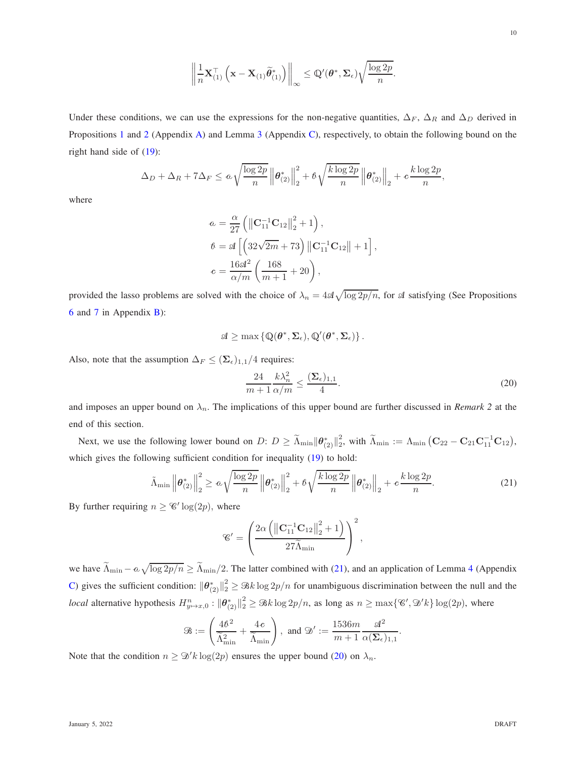$$\left\| \frac{1}{n} \mathbf{X}_{(1)}^\top \left( \mathbf{x} - \mathbf{X}_{(1)} \widetilde{\boldsymbol{\theta}}^*_{(1)} \right) \right\|_\infty \leq \mathbb{Q}'(\boldsymbol{\theta}^*, \boldsymbol{\Sigma}_\epsilon) \sqrt{\frac{\log 2p}{n}}.$$

Under these conditions, we can use the expressions for the non-negative quantities, $\Delta_F$, $\Delta_R$ and $\Delta_D$ derived in Propositions 1 and 2 (Appendix A) and Lemma 3 (Appendix C), respectively, to obtain the following bound on the right hand side of (19):

$$\Delta_D + \Delta_R + 7\Delta_F \leq \mathscr{a} \sqrt{\frac{\log 2p}{n}} \left\| \boldsymbol{\theta}^*_{(2)} \right\|_2^2 + \mathscr{b} \sqrt{\frac{k \log 2p}{n}} \left\| \boldsymbol{\theta}^*_{(2)} \right\|_2 + \mathscr{c} \frac{k \log 2p}{n},$$

where

$$\mathscr{a} = \frac{\alpha}{27} \left( \left\| \mathbf{C}_{11}^{-1} \mathbf{C}_{12} \right\|_2^2 + 1 \right),$$

$$\mathscr{b} = \mathscr{A} \left[ \left( 32\sqrt{2m} + 73 \right) \left\| \mathbf{C}_{11}^{-1} \mathbf{C}_{12} \right\| + 1 \right],$$

$$\mathscr{c} = \frac{16 \mathscr{A}^2}{\alpha/m} \left( \frac{168}{m+1} + 20 \right),$$

provided the lasso problems are solved with the choice of $\lambda_n = 4\mathscr{A}\sqrt{\log 2p/n}$, for $\mathscr{A}$ satisfying (See Propositions 6 and 7 in Appendix B):

$$\mathscr{A} \geq \max\left\{ \mathbb{Q}(\boldsymbol{\theta}^*, \boldsymbol{\Sigma}_\epsilon), \mathbb{Q}'(\boldsymbol{\theta}^*, \boldsymbol{\Sigma}_\epsilon) \right\}.$$

Also, note that the assumption $\Delta_F \leq (\boldsymbol{\Sigma}_\epsilon)_{1,1}/4$ requires:

$$\frac{24}{m+1} \frac{k \lambda_n^2}{\alpha/m} \leq \frac{(\boldsymbol{\Sigma}_\epsilon)_{1,1}}{4}. \tag{20}$$

and imposes an upper bound on $\lambda_n$. The implications of this upper bound are further discussed in *Remark 2* at the end of this section.

Next, we use the following lower bound on $D$: $D \geq \widetilde{\Lambda}_{\min} \|\boldsymbol{\theta}^*_{(2)}\|_2^2$, with $\widetilde{\Lambda}_{\min} := \Lambda_{\min}\left( \mathbf{C}_{22} - \mathbf{C}_{21}\mathbf{C}_{11}^{-1}\mathbf{C}_{12} \right)$, which gives the following sufficient condition for inequality (19) to hold:

$$\tilde{\Lambda}_{\min} \left\| \boldsymbol{\theta}^*_{(2)} \right\|_2^2 \geq \mathscr{a} \sqrt{\frac{\log 2p}{n}} \left\| \boldsymbol{\theta}^*_{(2)} \right\|_2^2 + \mathscr{b} \sqrt{\frac{k \log 2p}{n}} \left\| \boldsymbol{\theta}^*_{(2)} \right\|_2 + \mathscr{c} \frac{k \log 2p}{n}. \tag{21}$$

By further requiring $n \geq \mathscr{C}' \log(2p)$, where

$$\mathscr{C}' = \left( \frac{2\alpha \left( \left\| \mathbf{C}_{11}^{-1} \mathbf{C}_{12} \right\|_2^2 + 1 \right)}{27 \widetilde{\Lambda}_{\min}} \right)^2,$$

we have $\widetilde{\Lambda}_{\min} - \mathscr{a}\sqrt{\log 2p/n} \geq \widetilde{\Lambda}_{\min}/2$. The latter combined with (21), and an application of Lemma 4 (Appendix C) gives the sufficient condition: $\|\boldsymbol{\theta}^*_{(2)}\|_2^2 \geq \mathscr{B} k \log 2p/n$ for unambiguous discrimination between the null and the *local* alternative hypothesis $H^n_{y \mapsto x, 0} : \|\boldsymbol{\theta}^*_{(2)}\|_2^2 \geq \mathscr{B} k \log 2p/n$, as long as $n \geq \max\{\mathscr{C}', \mathscr{D}' k\} \log(2p)$, where

$$\mathscr{B} := \left( \frac{4\mathscr{b}^2}{\widetilde{\Lambda}_{\min}^2} + \frac{4\mathscr{c}}{\widetilde{\Lambda}_{\min}} \right), \text{ and } \mathscr{D}' := \frac{1536m}{m+1} \frac{\mathscr{A}^2}{\alpha (\boldsymbol{\Sigma}_\epsilon)_{1,1}}.$$

Note that the condition $n \geq \mathscr{D}' k \log(2p)$ ensures the upper bound (20) on $\lambda_n$.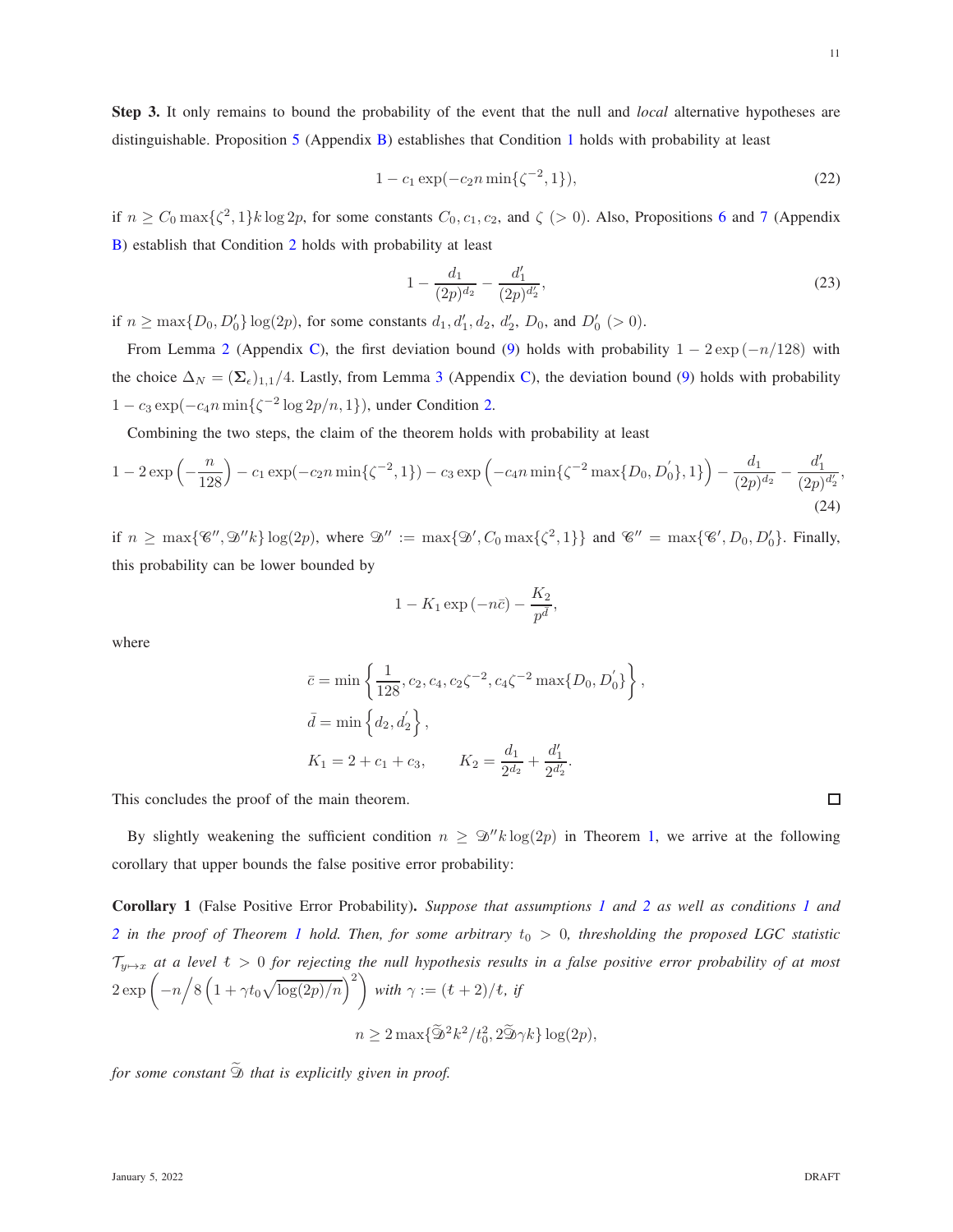**Step 3.** It only remains to bound the probability of the event that the null and *local* alternative hypotheses are distinguishable. Proposition 5 (Appendix B) establishes that Condition 1 holds with probability at least

$$1 - c_1 \exp(-c_2 n \min\{\zeta^{-2}, 1\}), \tag{22}$$

if $n \geq C_0 \max\{\zeta^2, 1\} k \log 2p$, for some constants $C_0, c_1, c_2$, and $\zeta$ $(> 0)$. Also, Propositions 6 and 7 (Appendix B) establish that Condition 2 holds with probability at least

$$1 - \frac{d_1}{(2p)^{d_2}} - \frac{d_1'}{(2p)^{d_2'}}, \tag{23}$$

if $n \geq \max\{D_0, D_0'\} \log(2p)$, for some constants $d_1, d_1', d_2, d_2', D_0$, and $D_0'$ $(> 0)$.

From Lemma 2 (Appendix C), the first deviation bound (9) holds with probability $1 - 2\exp(-n/128)$ with the choice $\Delta_N = (\mathbf{\Sigma}_\epsilon)_{1,1}/4$. Lastly, from Lemma 3 (Appendix C), the deviation bound (9) holds with probability $1 - c_3 \exp(-c_4 n \min\{\zeta^{-2} \log 2p/n, 1\})$, under Condition 2.

Combining the two steps, the claim of the theorem holds with probability at least

$$1 - 2\exp\left(-\frac{n}{128}\right) - c_1 \exp(-c_2 n \min\{\zeta^{-2}, 1\}) - c_3 \exp\left(-c_4 n \min\{\zeta^{-2} \max\{D_0, D_0^{'}\}, 1\}\right) - \frac{d_1}{(2p)^{d_2}} - \frac{d_1'}{(2p)^{d_2'}}, \tag{24}$$

if $n \geq \max\{\mathscr{C}'', \mathscr{D}'' k\} \log(2p)$, where $\mathscr{D}'' := \max\{\mathscr{D}', C_0 \max\{\zeta^2, 1\}\}$ and $\mathscr{C}'' = \max\{\mathscr{C}', D_0, D_0'\}$. Finally, this probability can be lower bounded by

$$1 - K_1 \exp(-n\bar{c}) - \frac{K_2}{p^{\bar{d}}},$$

where

$$\bar{c} = \min\left\{\frac{1}{128}, c_2, c_4, c_2\zeta^{-2}, c_4\zeta^{-2}\max\{D_0, D_0^{'}\}\right\},$$

$$\bar{d} = \min\left\{d_2, d_2^{'}\right\},$$

$$K_1 = 2 + c_1 + c_3, \qquad K_2 = \frac{d_1}{2^{d_2}} + \frac{d_1'}{2^{d_2'}}.$$

This concludes the proof of the main theorem. $\square$

By slightly weakening the sufficient condition $n \geq \mathscr{D}'' k \log(2p)$ in Theorem 1, we arrive at the following corollary that upper bounds the false positive error probability:

**Corollary 1** (False Positive Error Probability). *Suppose that assumptions 1 and 2 as well as conditions 1 and 2 in the proof of Theorem 1 hold. Then, for some arbitrary $t_0 > 0$, thresholding the proposed LGC statistic $\mathcal{T}_{y \mapsto x}$ at a level $t > 0$ for rejecting the null hypothesis results in a false positive error probability of at most $2\exp\left(-n\Big/8\left(1 + \gamma t_0 \sqrt{\log(2p)/n}\right)^2\right)$ with $\gamma := (t+2)/t$, if*

$$n \geq 2\max\{\widetilde{\mathscr{D}}^2 k^2/t_0^2, 2\widetilde{\mathscr{D}}\gamma k\} \log(2p),$$

*for some constant $\widetilde{\mathscr{D}}$ that is explicitly given in proof.*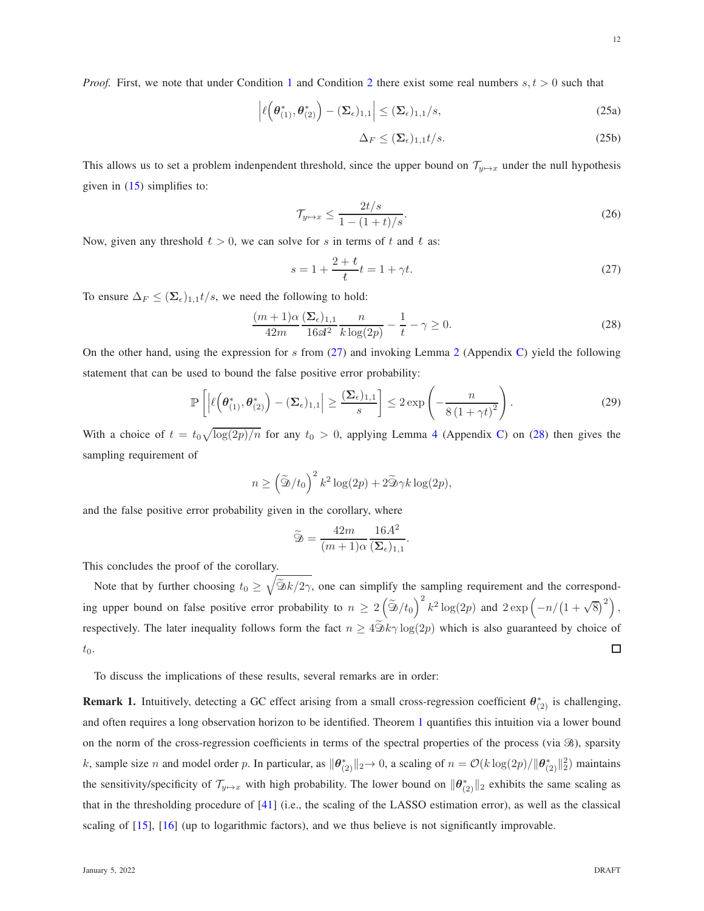*Proof.* First, we note that under Condition 1 and Condition 2 there exist some real numbers $s, t > 0$ such that

$$\left|\ell\left(\boldsymbol{\theta}^*_{(1)}, \boldsymbol{\theta}^*_{(2)}\right) - (\boldsymbol{\Sigma}_\epsilon)_{1,1}\right| \leq (\boldsymbol{\Sigma}_\epsilon)_{1,1}/s, \tag{25a}$$

$$\Delta_F \leq (\boldsymbol{\Sigma}_\epsilon)_{1,1} t/s. \tag{25b}$$

This allows us to set a problem indenpendent threshold, since the upper bound on $\mathcal{T}_{y \mapsto x}$ under the null hypothesis given in (15) simplifies to:

$$\mathcal{T}_{y \mapsto x} \leq \frac{2t/s}{1 - (1+t)/s}. \tag{26}$$

Now, given any threshold $t > 0$, we can solve for $s$ in terms of $t$ and $t$ as:

$$s = 1 + \frac{2+t}{t} t = 1 + \gamma t. \tag{27}$$

To ensure $\Delta_F \leq (\boldsymbol{\Sigma}_\epsilon)_{1,1} t/s$, we need the following to hold:

$$\frac{(m+1)\alpha}{42m} \frac{(\boldsymbol{\Sigma}_\epsilon)_{1,1}}{16\mathscr{A}^2} \frac{n}{k \log(2p)} - \frac{1}{t} - \gamma \geq 0. \tag{28}$$

On the other hand, using the expression for $s$ from (27) and invoking Lemma 2 (Appendix C) yield the following statement that can be used to bound the false positive error probability:

$$\mathbb{P}\left[\left|\ell\left(\boldsymbol{\theta}^*_{(1)}, \boldsymbol{\theta}^*_{(2)}\right) - (\boldsymbol{\Sigma}_\epsilon)_{1,1}\right| \geq \frac{(\boldsymbol{\Sigma}_\epsilon)_{1,1}}{s}\right] \leq 2 \exp\left(-\frac{n}{8\left(1+\gamma t\right)^2}\right). \tag{29}$$

With a choice of $t = t_0 \sqrt{\log(2p)/n}$ for any $t_0 > 0$, applying Lemma 4 (Appendix C) on (28) then gives the sampling requirement of

$$n \geq \left(\widetilde{\mathscr{D}}/t_0\right)^2 k^2 \log(2p) + 2\widetilde{\mathscr{D}}\gamma k \log(2p),$$

and the false positive error probability given in the corollary, where

$$\widetilde{\mathscr{D}} = \frac{42m}{(m+1)\alpha} \frac{16A^2}{(\boldsymbol{\Sigma}_\epsilon)_{1,1}}.$$

This concludes the proof of the corollary.

Note that by further choosing $t_0 \geq \sqrt{\widetilde{\mathscr{D}} k / 2\gamma}$, one can simplify the sampling requirement and the corresponding upper bound on false positive error probability to $n \geq 2\left(\widetilde{\mathscr{D}}/t_0\right)^2 k^2 \log(2p)$ and $2\exp\left(-n/\left(1+\sqrt{8}\right)^2\right)$, respectively. The later inequality follows form the fact $n \geq 4\widetilde{\mathscr{D}} k \gamma \log(2p)$ which is also guaranteed by choice of $t_0$. ◻

To discuss the implications of these results, several remarks are in order:

**Remark 1.** Intuitively, detecting a GC effect arising from a small cross-regression coefficient $\boldsymbol{\theta}^*_{(2)}$ is challenging, and often requires a long observation horizon to be identified. Theorem 1 quantifies this intuition via a lower bound on the norm of the cross-regression coefficients in terms of the spectral properties of the process (via $\mathscr{B}$), sparsity $k$, sample size $n$ and model order $p$. In particular, as $\|\boldsymbol{\theta}^*_{(2)}\|_2 \rightarrow 0$, a scaling of $n = \mathcal{O}(k \log(2p)/\|\boldsymbol{\theta}^*_{(2)}\|_2^2)$ maintains the sensitivity/specificity of $\mathcal{T}_{y \mapsto x}$ with high probability. The lower bound on $\|\boldsymbol{\theta}^*_{(2)}\|_2$ exhibits the same scaling as that in the thresholding procedure of [41] (i.e., the scaling of the LASSO estimation error), as well as the classical scaling of [15], [16] (up to logarithmic factors), and we thus believe is not significantly improvable.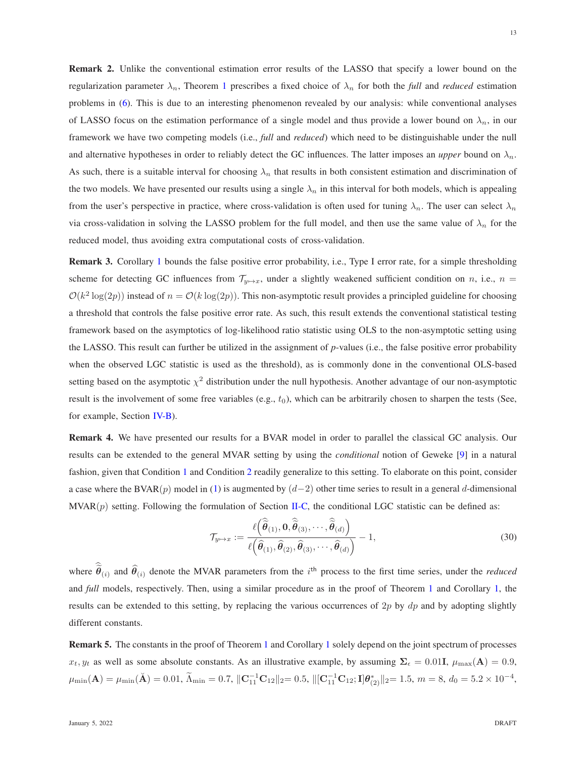**Remark 2.** Unlike the conventional estimation error results of the LASSO that specify a lower bound on the regularization parameter $\lambda_n$, Theorem 1 prescribes a fixed choice of $\lambda_n$ for both the *full* and *reduced* estimation problems in (6). This is due to an interesting phenomenon revealed by our analysis: while conventional analyses of LASSO focus on the estimation performance of a single model and thus provide a lower bound on $\lambda_n$, in our framework we have two competing models (i.e., *full* and *reduced*) which need to be distinguishable under the null and alternative hypotheses in order to reliably detect the GC influences. The latter imposes an *upper* bound on $\lambda_n$. As such, there is a suitable interval for choosing $\lambda_n$ that results in both consistent estimation and discrimination of the two models. We have presented our results using a single $\lambda_n$ in this interval for both models, which is appealing from the user's perspective in practice, where cross-validation is often used for tuning $\lambda_n$. The user can select $\lambda_n$ via cross-validation in solving the LASSO problem for the full model, and then use the same value of $\lambda_n$ for the reduced model, thus avoiding extra computational costs of cross-validation.

**Remark 3.** Corollary 1 bounds the false positive error probability, i.e., Type I error rate, for a simple thresholding scheme for detecting GC influences from $\mathcal{T}_{y\mapsto x}$, under a slightly weakened sufficient condition on $n$, i.e., $n = \mathcal{O}(k^2 \log(2p))$ instead of $n = \mathcal{O}(k \log(2p))$. This non-asymptotic result provides a principled guideline for choosing a threshold that controls the false positive error rate. As such, this result extends the conventional statistical testing framework based on the asymptotics of log-likelihood ratio statistic using OLS to the non-asymptotic setting using the LASSO. This result can further be utilized in the assignment of *p*-values (i.e., the false positive error probability when the observed LGC statistic is used as the threshold), as is commonly done in the conventional OLS-based setting based on the asymptotic $\chi^2$ distribution under the null hypothesis. Another advantage of our non-asymptotic result is the involvement of some free variables (e.g., $t_0$), which can be arbitrarily chosen to sharpen the tests (See, for example, Section IV-B).

**Remark 4.** We have presented our results for a BVAR model in order to parallel the classical GC analysis. Our results can be extended to the general MVAR setting by using the *conditional* notion of Geweke [9] in a natural fashion, given that Condition 1 and Condition 2 readily generalize to this setting. To elaborate on this point, consider a case where the BVAR($p$) model in (1) is augmented by $(d-2)$ other time series to result in a general $d$-dimensional MVAR($p$) setting. Following the formulation of Section II-C, the conditional LGC statistic can be defined as:

$$\mathcal{T}_{y\mapsto x} := \frac{\ell\Big(\widehat{\widehat{\boldsymbol{\theta}}}_{(1)}, \mathbf{0}, \widehat{\widehat{\boldsymbol{\theta}}}_{(3)}, \cdots, \widehat{\widehat{\boldsymbol{\theta}}}_{(d)}\Big)}{\ell\Big(\widehat{\boldsymbol{\theta}}_{(1)}, \widehat{\boldsymbol{\theta}}_{(2)}, \widehat{\boldsymbol{\theta}}_{(3)}, \cdots, \widehat{\boldsymbol{\theta}}_{(d)}\Big)} - 1, \tag{30}$$

where $\widehat{\widehat{\boldsymbol{\theta}}}_{(i)}$ and $\widehat{\boldsymbol{\theta}}_{(i)}$ denote the MVAR parameters from the $i^{\text{th}}$ process to the first time series, under the *reduced* and *full* models, respectively. Then, using a similar procedure as in the proof of Theorem 1 and Corollary 1, the results can be extended to this setting, by replacing the various occurrences of $2p$ by $dp$ and by adopting slightly different constants.

**Remark 5.** The constants in the proof of Theorem 1 and Corollary 1 solely depend on the joint spectrum of processes $x_t, y_t$ as well as some absolute constants. As an illustrative example, by assuming $\boldsymbol{\Sigma}_\epsilon = 0.01\mathbf{I}$, $\mu_{\max}(\mathbf{A}) = 0.9$, $\mu_{\min}(\mathbf{A}) = \mu_{\min}(\breve{\mathbf{A}}) = 0.01$, $\widetilde{\Lambda}_{\min} = 0.7$, $\|\mathbf{C}_{11}^{-1}\mathbf{C}_{12}\|_2 = 0.5$, $\|[\mathbf{C}_{11}^{-1}\mathbf{C}_{12}; \mathbf{I}]\boldsymbol{\theta}^*_{(2)}\|_2 = 1.5$, $m = 8$, $d_0 = 5.2 \times 10^{-4}$,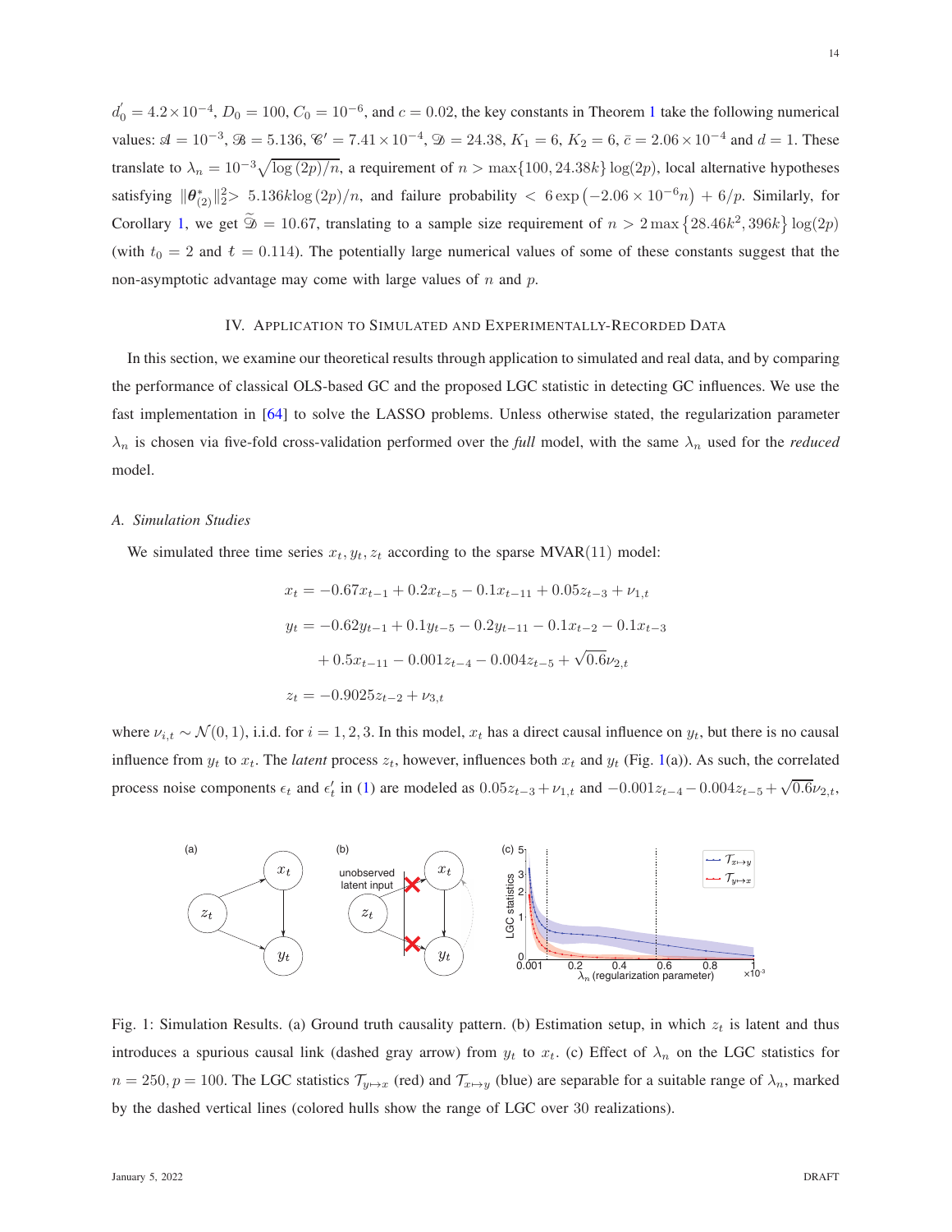$d_0^{'} = 4.2 \times 10^{-4}$, $D_0 = 100$, $C_0 = 10^{-6}$, and $c = 0.02$, the key constants in Theorem 1 take the following numerical values: $\mathscr{A} = 10^{-3}$, $\mathscr{B} = 5.136$, $\mathscr{C}' = 7.41 \times 10^{-4}$, $\mathscr{D} = 24.38$, $K_1 = 6$, $K_2 = 6$, $\bar{c} = 2.06 \times 10^{-4}$ and $d = 1$. These translate to $\lambda_n = 10^{-3}\sqrt{\log(2p)/n}$, a requirement of $n > \max\{100, 24.38k\}\log(2p)$, local alternative hypotheses satisfying $\|\boldsymbol{\theta}^*_{(2)}\|_2^2 > 5.136k\log(2p)/n$, and failure probability $< 6\exp\left(-2.06 \times 10^{-6}n\right) + 6/p$. Similarly, for Corollary 1, we get $\widetilde{\mathscr{D}} = 10.67$, translating to a sample size requirement of $n > 2\max\left\{28.46k^2, 396k\right\}\log(2p)$ (with $t_0 = 2$ and $t = 0.114$). The potentially large numerical values of some of these constants suggest that the non-asymptotic advantage may come with large values of $n$ and $p$.

## IV. Application to Simulated and Experimentally-Recorded Data

In this section, we examine our theoretical results through application to simulated and real data, and by comparing the performance of classical OLS-based GC and the proposed LGC statistic in detecting GC influences. We use the fast implementation in [64] to solve the LASSO problems. Unless otherwise stated, the regularization parameter $\lambda_n$ is chosen via five-fold cross-validation performed over the *full* model, with the same $\lambda_n$ used for the *reduced* model.

### A. Simulation Studies

We simulated three time series $x_t, y_t, z_t$ according to the sparse MVAR(11) model:

$$
\begin{aligned}
x_t &= -0.67x_{t-1} + 0.2x_{t-5} - 0.1x_{t-11} + 0.05z_{t-3} + \nu_{1,t} \\
y_t &= -0.62y_{t-1} + 0.1y_{t-5} - 0.2y_{t-11} - 0.1x_{t-2} - 0.1x_{t-3} \\
&\quad + 0.5x_{t-11} - 0.001z_{t-4} - 0.004z_{t-5} + \sqrt{0.6}\nu_{2,t} \\
z_t &= -0.9025z_{t-2} + \nu_{3,t}
\end{aligned}
$$

where $\nu_{i,t} \sim \mathcal{N}(0,1)$, i.i.d. for $i = 1, 2, 3$. In this model, $x_t$ has a direct causal influence on $y_t$, but there is no causal influence from $y_t$ to $x_t$. The *latent* process $z_t$, however, influences both $x_t$ and $y_t$ (Fig. 1(a)). As such, the correlated process noise components $\epsilon_t$ and $\epsilon'_t$ in (1) are modeled as $0.05z_{t-3} + \nu_{1,t}$ and $-0.001z_{t-4} - 0.004z_{t-5} + \sqrt{0.6}\nu_{2,t}$,

Fig. 1: Simulation Results. (a) Ground truth causality pattern. (b) Estimation setup, in which $z_t$ is latent and thus introduces a spurious causal link (dashed gray arrow) from $y_t$ to $x_t$. (c) Effect of $\lambda_n$ on the LGC statistics for $n = 250, p = 100$. The LGC statistics $\mathcal{T}_{y \mapsto x}$ (red) and $\mathcal{T}_{x \mapsto y}$ (blue) are separable for a suitable range of $\lambda_n$, marked by the dashed vertical lines (colored hulls show the range of LGC over 30 realizations).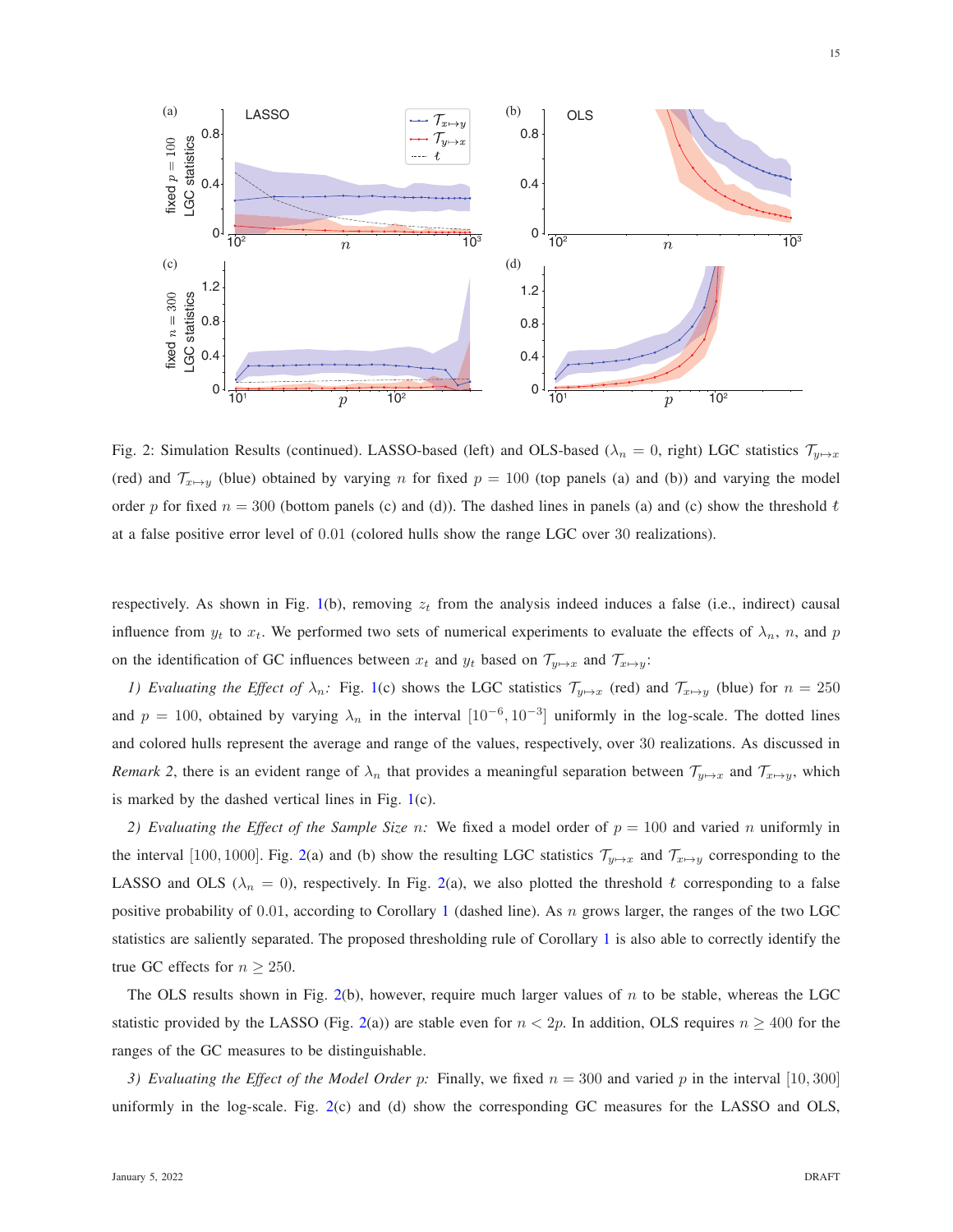Fig. 2: Simulation Results (continued). LASSO-based (left) and OLS-based ($\lambda_n = 0$, right) LGC statistics $\mathcal{T}_{y\mapsto x}$ (red) and $\mathcal{T}_{x\mapsto y}$ (blue) obtained by varying $n$ for fixed $p = 100$ (top panels (a) and (b)) and varying the model order $p$ for fixed $n = 300$ (bottom panels (c) and (d)). The dashed lines in panels (a) and (c) show the threshold $t$ at a false positive error level of $0.01$ (colored hulls show the range LGC over 30 realizations).

respectively. As shown in Fig. 1(b), removing $z_t$ from the analysis indeed induces a false (i.e., indirect) causal influence from $y_t$ to $x_t$. We performed two sets of numerical experiments to evaluate the effects of $\lambda_n$, $n$, and $p$ on the identification of GC influences between $x_t$ and $y_t$ based on $\mathcal{T}_{y\mapsto x}$ and $\mathcal{T}_{x\mapsto y}$:

*1) Evaluating the Effect of $\lambda_n$:* Fig. 1(c) shows the LGC statistics $\mathcal{T}_{y\mapsto x}$ (red) and $\mathcal{T}_{x\mapsto y}$ (blue) for $n = 250$ and $p = 100$, obtained by varying $\lambda_n$ in the interval $[10^{-6}, 10^{-3}]$ uniformly in the log-scale. The dotted lines and colored hulls represent the average and range of the values, respectively, over 30 realizations. As discussed in *Remark 2*, there is an evident range of $\lambda_n$ that provides a meaningful separation between $\mathcal{T}_{y\mapsto x}$ and $\mathcal{T}_{x\mapsto y}$, which is marked by the dashed vertical lines in Fig. 1(c).

*2) Evaluating the Effect of the Sample Size $n$:* We fixed a model order of $p = 100$ and varied $n$ uniformly in the interval $[100, 1000]$. Fig. 2(a) and (b) show the resulting LGC statistics $\mathcal{T}_{y\mapsto x}$ and $\mathcal{T}_{x\mapsto y}$ corresponding to the LASSO and OLS ($\lambda_n = 0$), respectively. In Fig. 2(a), we also plotted the threshold $t$ corresponding to a false positive probability of $0.01$, according to Corollary 1 (dashed line). As $n$ grows larger, the ranges of the two LGC statistics are saliently separated. The proposed thresholding rule of Corollary 1 is also able to correctly identify the true GC effects for $n \geq 250$.

The OLS results shown in Fig. 2(b), however, require much larger values of $n$ to be stable, whereas the LGC statistic provided by the LASSO (Fig. 2(a)) are stable even for $n < 2p$. In addition, OLS requires $n \geq 400$ for the ranges of the GC measures to be distinguishable.

*3) Evaluating the Effect of the Model Order $p$:* Finally, we fixed $n = 300$ and varied $p$ in the interval $[10, 300]$ uniformly in the log-scale. Fig. 2(c) and (d) show the corresponding GC measures for the LASSO and OLS,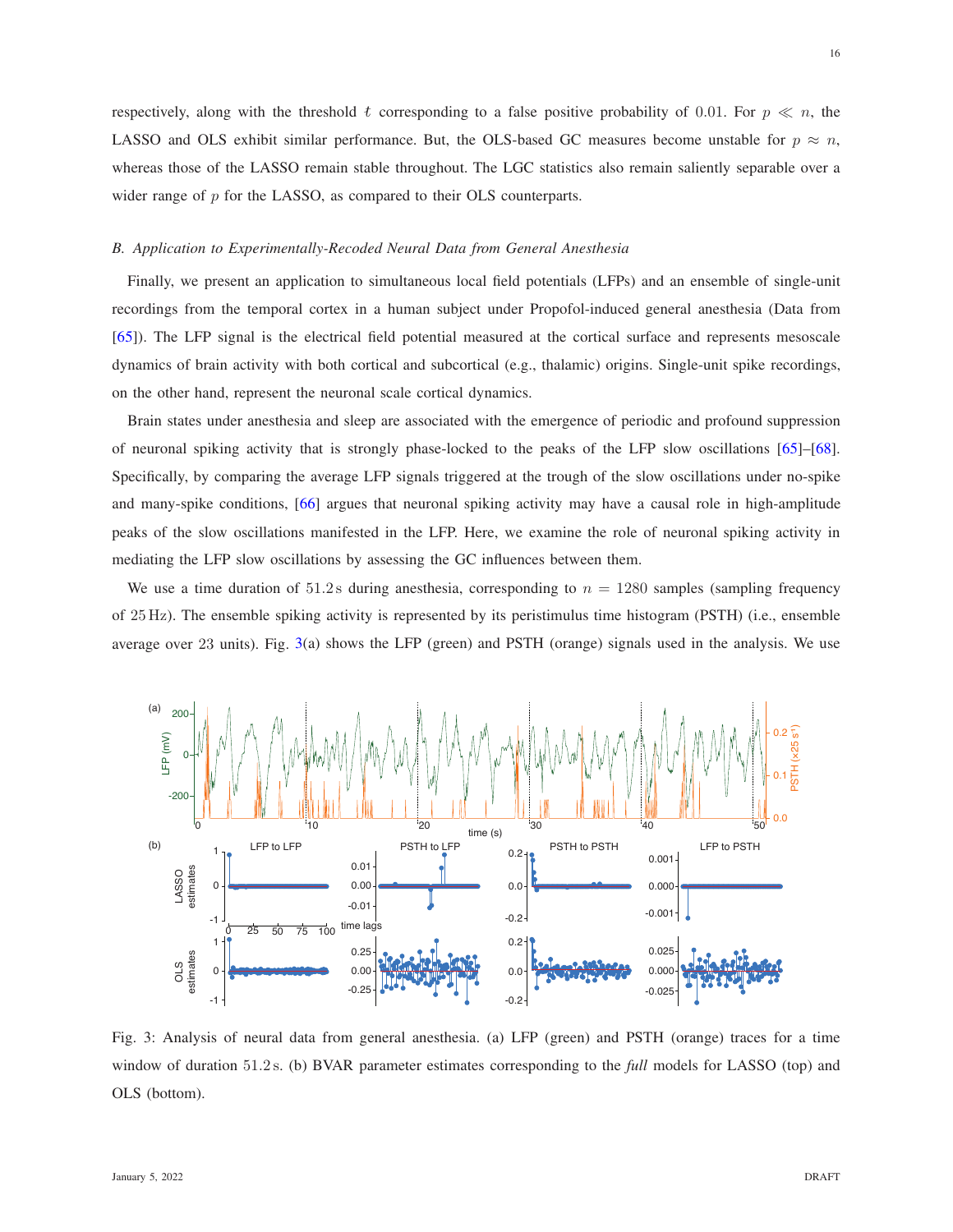respectively, along with the threshold $t$ corresponding to a false positive probability of $0.01$. For $p \ll n$, the LASSO and OLS exhibit similar performance. But, the OLS-based GC measures become unstable for $p \approx n$, whereas those of the LASSO remain stable throughout. The LGC statistics also remain saliently separable over a wider range of $p$ for the LASSO, as compared to their OLS counterparts.

### *B. Application to Experimentally-Recoded Neural Data from General Anesthesia*

Finally, we present an application to simultaneous local field potentials (LFPs) and an ensemble of single-unit recordings from the temporal cortex in a human subject under Propofol-induced general anesthesia (Data from [65]). The LFP signal is the electrical field potential measured at the cortical surface and represents mesoscale dynamics of brain activity with both cortical and subcortical (e.g., thalamic) origins. Single-unit spike recordings, on the other hand, represent the neuronal scale cortical dynamics.

Brain states under anesthesia and sleep are associated with the emergence of periodic and profound suppression of neuronal spiking activity that is strongly phase-locked to the peaks of the LFP slow oscillations [65]–[68]. Specifically, by comparing the average LFP signals triggered at the trough of the slow oscillations under no-spike and many-spike conditions, [66] argues that neuronal spiking activity may have a causal role in high-amplitude peaks of the slow oscillations manifested in the LFP. Here, we examine the role of neuronal spiking activity in mediating the LFP slow oscillations by assessing the GC influences between them.

We use a time duration of $51.2\,\mathrm{s}$ during anesthesia, corresponding to $n = 1280$ samples (sampling frequency of $25\,\mathrm{Hz}$). The ensemble spiking activity is represented by its peristimulus time histogram (PSTH) (i.e., ensemble average over 23 units). Fig. 3(a) shows the LFP (green) and PSTH (orange) signals used in the analysis. We use

Fig. 3: Analysis of neural data from general anesthesia. (a) LFP (green) and PSTH (orange) traces for a time window of duration $51.2\,\mathrm{s}$. (b) BVAR parameter estimates corresponding to the *full* models for LASSO (top) and OLS (bottom).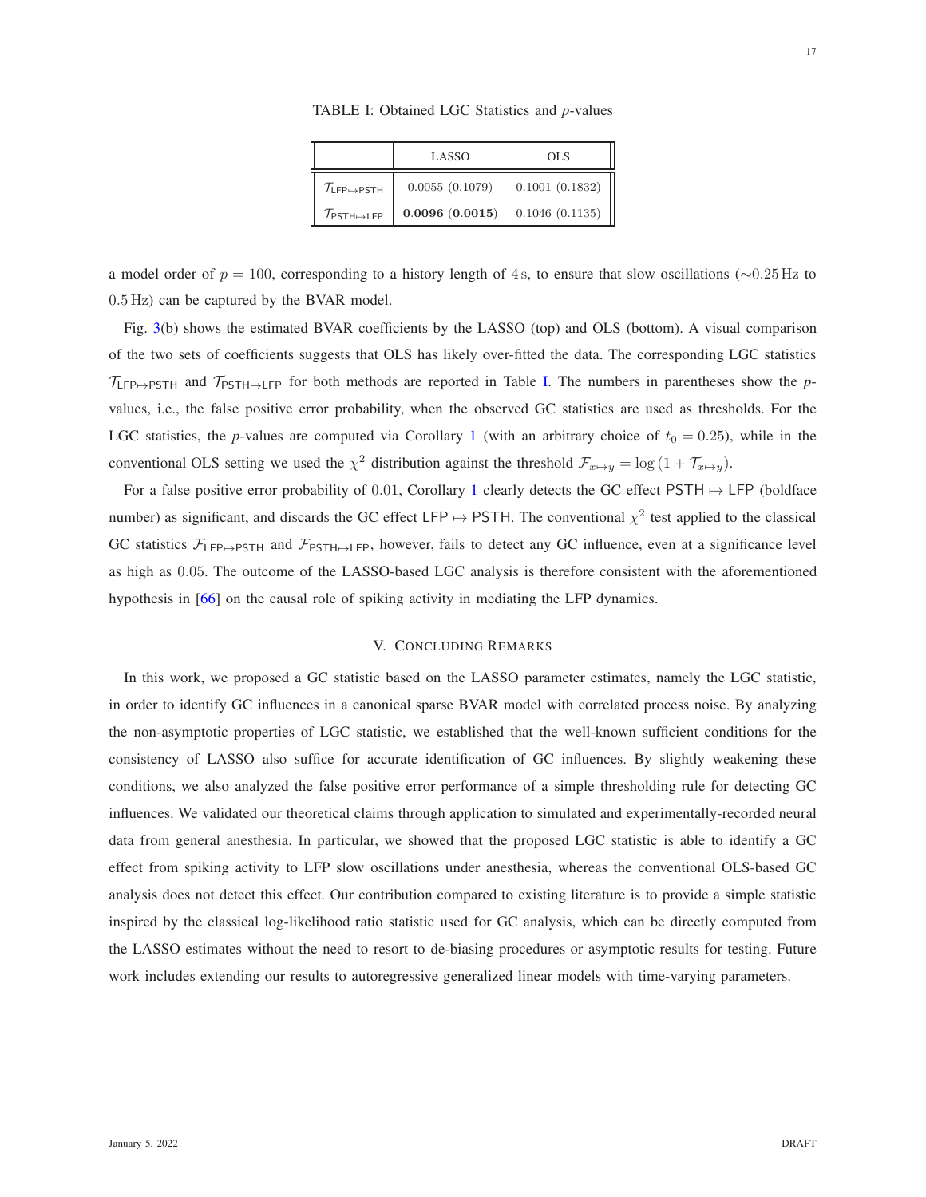TABLE I: Obtained LGC Statistics and *p*-values

| | LASSO | OLS |
|---|---|---|
| $\mathcal{T}_{\mathsf{LFP} \mapsto \mathsf{PSTH}}$ | 0.0055 (0.1079) | 0.1001 (0.1832) |
| $\mathcal{T}_{\mathsf{PSTH} \mapsto \mathsf{LFP}}$ | **0.0096 (0.0015)** | 0.1046 (0.1135) |

a model order of $p = 100$, corresponding to a history length of 4 s, to ensure that slow oscillations ($\sim$0.25 Hz to 0.5 Hz) can be captured by the BVAR model.

Fig. 3(b) shows the estimated BVAR coefficients by the LASSO (top) and OLS (bottom). A visual comparison of the two sets of coefficients suggests that OLS has likely over-fitted the data. The corresponding LGC statistics $\mathcal{T}_{\mathsf{LFP} \mapsto \mathsf{PSTH}}$ and $\mathcal{T}_{\mathsf{PSTH} \mapsto \mathsf{LFP}}$ for both methods are reported in Table I. The numbers in parentheses show the *p*-values, i.e., the false positive error probability, when the observed GC statistics are used as thresholds. For the LGC statistics, the *p*-values are computed via Corollary 1 (with an arbitrary choice of $t_0 = 0.25$), while in the conventional OLS setting we used the $\chi^2$ distribution against the threshold $\mathcal{F}_{x \mapsto y} = \log(1 + \mathcal{T}_{x \mapsto y})$.

For a false positive error probability of 0.01, Corollary 1 clearly detects the GC effect $\mathsf{PSTH} \mapsto \mathsf{LFP}$ (boldface number) as significant, and discards the GC effect $\mathsf{LFP} \mapsto \mathsf{PSTH}$. The conventional $\chi^2$ test applied to the classical GC statistics $\mathcal{F}_{\mathsf{LFP} \mapsto \mathsf{PSTH}}$ and $\mathcal{F}_{\mathsf{PSTH} \mapsto \mathsf{LFP}}$, however, fails to detect any GC influence, even at a significance level as high as 0.05. The outcome of the LASSO-based LGC analysis is therefore consistent with the aforementioned hypothesis in [66] on the causal role of spiking activity in mediating the LFP dynamics.

## V. Concluding Remarks

In this work, we proposed a GC statistic based on the LASSO parameter estimates, namely the LGC statistic, in order to identify GC influences in a canonical sparse BVAR model with correlated process noise. By analyzing the non-asymptotic properties of LGC statistic, we established that the well-known sufficient conditions for the consistency of LASSO also suffice for accurate identification of GC influences. By slightly weakening these conditions, we also analyzed the false positive error performance of a simple thresholding rule for detecting GC influences. We validated our theoretical claims through application to simulated and experimentally-recorded neural data from general anesthesia. In particular, we showed that the proposed LGC statistic is able to identify a GC effect from spiking activity to LFP slow oscillations under anesthesia, whereas the conventional OLS-based GC analysis does not detect this effect. Our contribution compared to existing literature is to provide a simple statistic inspired by the classical log-likelihood ratio statistic used for GC analysis, which can be directly computed from the LASSO estimates without the need to resort to de-biasing procedures or asymptotic results for testing. Future work includes extending our results to autoregressive generalized linear models with time-varying parameters.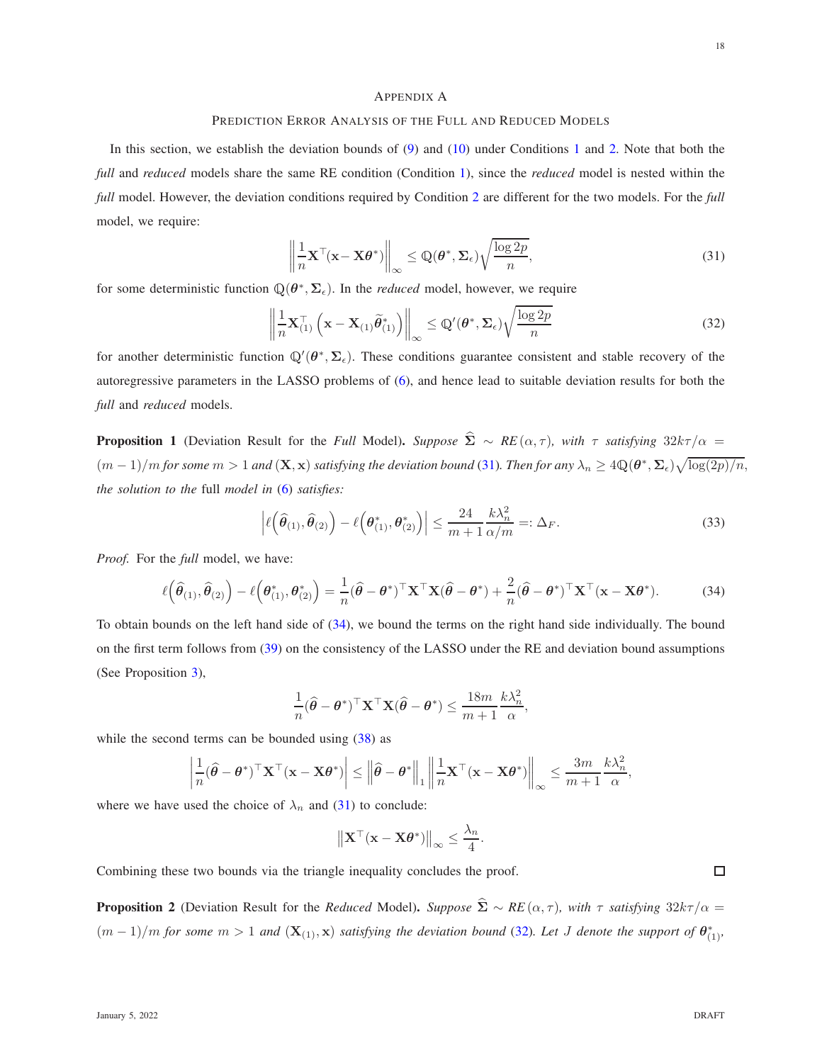## Appendix A

### Prediction Error Analysis of the Full and Reduced Models

In this section, we establish the deviation bounds of (9) and (10) under Conditions 1 and 2. Note that both the *full* and *reduced* models share the same RE condition (Condition 1), since the *reduced* model is nested within the *full* model. However, the deviation conditions required by Condition 2 are different for the two models. For the *full* model, we require:

$$\left\| \frac{1}{n} \mathbf{X}^\top (\mathbf{x} - \mathbf{X}\boldsymbol{\theta}^*) \right\|_\infty \leq \mathbb{Q}(\boldsymbol{\theta}^*, \boldsymbol{\Sigma}_\epsilon) \sqrt{\frac{\log 2p}{n}}, \tag{31}$$

for some deterministic function $\mathbb{Q}(\boldsymbol{\theta}^*, \boldsymbol{\Sigma}_\epsilon)$. In the *reduced* model, however, we require

$$\left\| \frac{1}{n} \mathbf{X}_{(1)}^\top \left( \mathbf{x} - \mathbf{X}_{(1)} \widetilde{\boldsymbol{\theta}}_{(1)}^* \right) \right\|_\infty \leq \mathbb{Q}'(\boldsymbol{\theta}^*, \boldsymbol{\Sigma}_\epsilon) \sqrt{\frac{\log 2p}{n}} \tag{32}$$

for another deterministic function $\mathbb{Q}'(\boldsymbol{\theta}^*, \boldsymbol{\Sigma}_\epsilon)$. These conditions guarantee consistent and stable recovery of the autoregressive parameters in the LASSO problems of (6), and hence lead to suitable deviation results for both the *full* and *reduced* models.

**Proposition 1** (Deviation Result for the *Full* Model)**.** *Suppose $\widehat{\boldsymbol{\Sigma}} \sim RE(\alpha, \tau)$, with $\tau$ satisfying $32k\tau/\alpha = (m-1)/m$ for some $m > 1$ and $(\mathbf{X}, \mathbf{x})$ satisfying the deviation bound (31). Then for any $\lambda_n \geq 4\mathbb{Q}(\boldsymbol{\theta}^*, \boldsymbol{\Sigma}_\epsilon)\sqrt{\log(2p)/n}$, the solution to the* full *model in* (6) *satisfies:*

$$\left| \ell\left(\widehat{\boldsymbol{\theta}}_{(1)}, \widehat{\boldsymbol{\theta}}_{(2)}\right) - \ell\left(\boldsymbol{\theta}_{(1)}^*, \boldsymbol{\theta}_{(2)}^*\right) \right| \leq \frac{24}{m+1} \frac{k\lambda_n^2}{\alpha/m} =: \Delta_F. \tag{33}$$

*Proof.* For the *full* model, we have:

$$\ell\left(\widehat{\boldsymbol{\theta}}_{(1)}, \widehat{\boldsymbol{\theta}}_{(2)}\right) - \ell\left(\boldsymbol{\theta}_{(1)}^*, \boldsymbol{\theta}_{(2)}^*\right) = \frac{1}{n}(\widehat{\boldsymbol{\theta}} - \boldsymbol{\theta}^*)^\top \mathbf{X}^\top \mathbf{X}(\widehat{\boldsymbol{\theta}} - \boldsymbol{\theta}^*) + \frac{2}{n}(\widehat{\boldsymbol{\theta}} - \boldsymbol{\theta}^*)^\top \mathbf{X}^\top (\mathbf{x} - \mathbf{X}\boldsymbol{\theta}^*). \tag{34}$$

To obtain bounds on the left hand side of (34), we bound the terms on the right hand side individually. The bound on the first term follows from (39) on the consistency of the LASSO under the RE and deviation bound assumptions (See Proposition 3),

$$\frac{1}{n}(\widehat{\boldsymbol{\theta}} - \boldsymbol{\theta}^*)^\top \mathbf{X}^\top \mathbf{X}(\widehat{\boldsymbol{\theta}} - \boldsymbol{\theta}^*) \leq \frac{18m}{m+1} \frac{k\lambda_n^2}{\alpha},$$

while the second terms can be bounded using (38) as

$$\left| \frac{1}{n}(\widehat{\boldsymbol{\theta}} - \boldsymbol{\theta}^*)^\top \mathbf{X}^\top (\mathbf{x} - \mathbf{X}\boldsymbol{\theta}^*) \right| \leq \left\| \widehat{\boldsymbol{\theta}} - \boldsymbol{\theta}^* \right\|_1 \left\| \frac{1}{n} \mathbf{X}^\top (\mathbf{x} - \mathbf{X}\boldsymbol{\theta}^*) \right\|_\infty \leq \frac{3m}{m+1} \frac{k\lambda_n^2}{\alpha},$$

where we have used the choice of $\lambda_n$ and (31) to conclude:

$$\left\| \mathbf{X}^\top (\mathbf{x} - \mathbf{X}\boldsymbol{\theta}^*) \right\|_\infty \leq \frac{\lambda_n}{4}.$$

Combining these two bounds via the triangle inequality concludes the proof. □

**Proposition 2** (Deviation Result for the *Reduced* Model)**.** *Suppose $\widehat{\boldsymbol{\Sigma}} \sim RE(\alpha, \tau)$, with $\tau$ satisfying $32k\tau/\alpha = (m-1)/m$ for some $m > 1$ and $(\mathbf{X}_{(1)}, \mathbf{x})$ satisfying the deviation bound* (32)*. Let $J$ denote the support of $\boldsymbol{\theta}_{(1)}^*$,*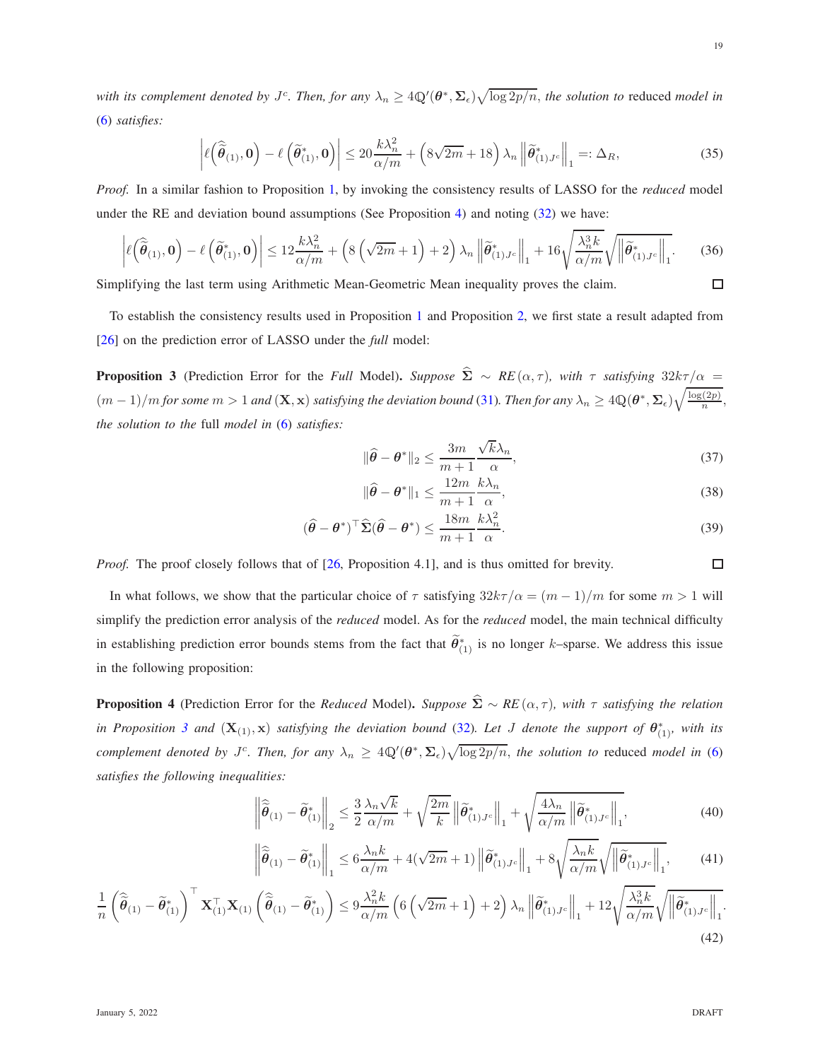*with its complement denoted by $J^c$. Then, for any $\lambda_n \geq 4\mathbb{Q}'(\boldsymbol{\theta}^*, \boldsymbol{\Sigma}_\epsilon)\sqrt{\log 2p/n}$, the solution to* reduced *model in* (6) *satisfies:*

$$\left|\ell\left(\widehat{\widetilde{\boldsymbol{\theta}}}_{(1)}, \mathbf{0}\right) - \ell\left(\widetilde{\boldsymbol{\theta}}^*_{(1)}, \mathbf{0}\right)\right| \leq 20\frac{k\lambda_n^2}{\alpha/m} + \left(8\sqrt{2m} + 18\right)\lambda_n \left\|\widetilde{\boldsymbol{\theta}}^*_{(1)J^c}\right\|_1 =: \Delta_R, \tag{35}$$

*Proof.* In a similar fashion to Proposition 1, by invoking the consistency results of LASSO for the *reduced* model under the RE and deviation bound assumptions (See Proposition 4) and noting (32) we have:

$$\left|\ell\left(\widehat{\widetilde{\boldsymbol{\theta}}}_{(1)}, \mathbf{0}\right) - \ell\left(\widetilde{\boldsymbol{\theta}}^*_{(1)}, \mathbf{0}\right)\right| \leq 12\frac{k\lambda_n^2}{\alpha/m} + \left(8\left(\sqrt{2m}+1\right)+2\right)\lambda_n \left\|\widetilde{\boldsymbol{\theta}}^*_{(1)J^c}\right\|_1 + 16\sqrt{\frac{\lambda_n^3 k}{\alpha/m}}\sqrt{\left\|\widetilde{\boldsymbol{\theta}}^*_{(1)J^c}\right\|_1}. \tag{36}$$

Simplifying the last term using Arithmetic Mean-Geometric Mean inequality proves the claim. □

To establish the consistency results used in Proposition 1 and Proposition 2, we first state a result adapted from [26] on the prediction error of LASSO under the *full* model:

**Proposition 3** (Prediction Error for the *Full* Model)**.** *Suppose $\widehat{\boldsymbol{\Sigma}} \sim RE(\alpha, \tau)$, with $\tau$ satisfying $32k\tau/\alpha = (m-1)/m$ for some $m > 1$ and $(\mathbf{X}, \mathbf{x})$ satisfying the deviation bound (31). Then for any $\lambda_n \geq 4\mathbb{Q}(\boldsymbol{\theta}^*, \boldsymbol{\Sigma}_\epsilon)\sqrt{\frac{\log(2p)}{n}}$, the solution to the* full *model in* (6) *satisfies:*

$$\|\widehat{\boldsymbol{\theta}} - \boldsymbol{\theta}^*\|_2 \leq \frac{3m}{m+1}\frac{\sqrt{k}\lambda_n}{\alpha}, \tag{37}$$

$$\|\widehat{\boldsymbol{\theta}} - \boldsymbol{\theta}^*\|_1 \leq \frac{12m}{m+1}\frac{k\lambda_n}{\alpha}, \tag{38}$$

$$(\widehat{\boldsymbol{\theta}} - \boldsymbol{\theta}^*)^\top \widehat{\boldsymbol{\Sigma}} (\widehat{\boldsymbol{\theta}} - \boldsymbol{\theta}^*) \leq \frac{18m}{m+1}\frac{k\lambda_n^2}{\alpha}. \tag{39}$$

*Proof.* The proof closely follows that of [26, Proposition 4.1], and is thus omitted for brevity. □

In what follows, we show that the particular choice of $\tau$ satisfying $32k\tau/\alpha = (m-1)/m$ for some $m > 1$ will simplify the prediction error analysis of the *reduced* model. As for the *reduced* model, the main technical difficulty in establishing prediction error bounds stems from the fact that $\widetilde{\boldsymbol{\theta}}^*_{(1)}$ is no longer $k$–sparse. We address this issue in the following proposition:

**Proposition 4** (Prediction Error for the *Reduced* Model)**.** *Suppose $\widehat{\boldsymbol{\Sigma}} \sim RE(\alpha, \tau)$, with $\tau$ satisfying the relation in Proposition 3 and $(\mathbf{X}_{(1)}, \mathbf{x})$ satisfying the deviation bound (32). Let $J$ denote the support of $\boldsymbol{\theta}^*_{(1)}$, with its complement denoted by $J^c$. Then, for any $\lambda_n \geq 4\mathbb{Q}'(\boldsymbol{\theta}^*, \boldsymbol{\Sigma}_\epsilon)\sqrt{\log 2p/n}$, the solution to* reduced *model in* (6) *satisfies the following inequalities:*

$$\left\|\widehat{\widetilde{\boldsymbol{\theta}}}_{(1)} - \widetilde{\boldsymbol{\theta}}^*_{(1)}\right\|_2 \leq \frac{3}{2}\frac{\lambda_n\sqrt{k}}{\alpha/m} + \sqrt{\frac{2m}{k}}\left\|\widetilde{\boldsymbol{\theta}}^*_{(1)J^c}\right\|_1 + \sqrt{\frac{4\lambda_n}{\alpha/m}\left\|\widetilde{\boldsymbol{\theta}}^*_{(1)J^c}\right\|_1}, \tag{40}$$

$$\left\|\widehat{\widetilde{\boldsymbol{\theta}}}_{(1)} - \widetilde{\boldsymbol{\theta}}^*_{(1)}\right\|_1 \leq 6\frac{\lambda_n k}{\alpha/m} + 4(\sqrt{2m}+1)\left\|\widetilde{\boldsymbol{\theta}}^*_{(1)J^c}\right\|_1 + 8\sqrt{\frac{\lambda_n k}{\alpha/m}}\sqrt{\left\|\widetilde{\boldsymbol{\theta}}^*_{(1)J^c}\right\|_1}, \tag{41}$$

$$\frac{1}{n}\left(\widehat{\widetilde{\boldsymbol{\theta}}}_{(1)} - \widetilde{\boldsymbol{\theta}}^*_{(1)}\right)^\top \mathbf{X}_{(1)}^\top \mathbf{X}_{(1)}\left(\widehat{\widetilde{\boldsymbol{\theta}}}_{(1)} - \widetilde{\boldsymbol{\theta}}^*_{(1)}\right) \leq 9\frac{\lambda_n^2 k}{\alpha/m}\left(6\left(\sqrt{2m}+1\right)+2\right)\lambda_n\left\|\widetilde{\boldsymbol{\theta}}^*_{(1)J^c}\right\|_1 + 12\sqrt{\frac{\lambda_n^3 k}{\alpha/m}}\sqrt{\left\|\widetilde{\boldsymbol{\theta}}^*_{(1)J^c}\right\|_1}. \tag{42}$$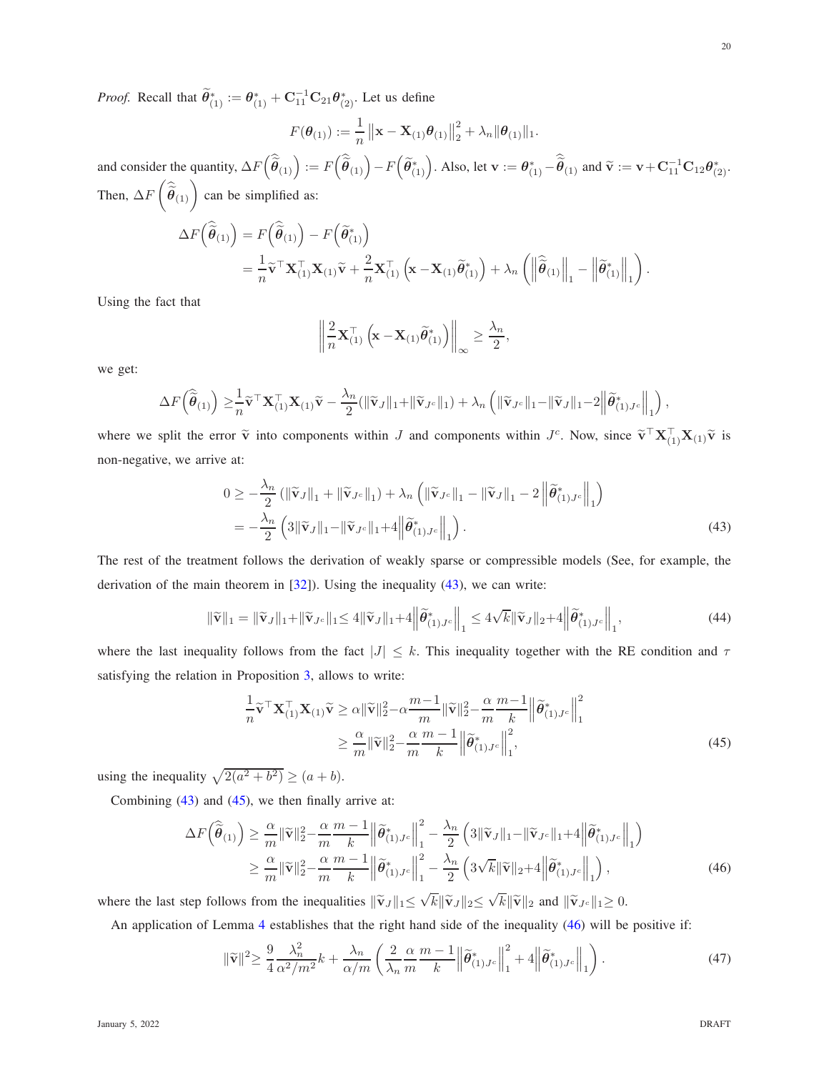*Proof.* Recall that $\widetilde{\boldsymbol{\theta}}^*_{(1)} := \boldsymbol{\theta}^*_{(1)} + \mathbf{C}_{11}^{-1}\mathbf{C}_{21}\boldsymbol{\theta}^*_{(2)}$. Let us define

$$F(\boldsymbol{\theta}_{(1)}) := \frac{1}{n}\left\|\mathbf{x} - \mathbf{X}_{(1)}\boldsymbol{\theta}_{(1)}\right\|_2^2 + \lambda_n\|\boldsymbol{\theta}_{(1)}\|_1.$$

and consider the quantity, $\Delta F\left(\widehat{\widetilde{\boldsymbol{\theta}}}_{(1)}\right) := F\left(\widehat{\widetilde{\boldsymbol{\theta}}}_{(1)}\right) - F\left(\widetilde{\boldsymbol{\theta}}^*_{(1)}\right)$. Also, let $\mathbf{v} := \boldsymbol{\theta}^*_{(1)} - \widehat{\widetilde{\boldsymbol{\theta}}}_{(1)}$ and $\widetilde{\mathbf{v}} := \mathbf{v} + \mathbf{C}_{11}^{-1}\mathbf{C}_{12}\boldsymbol{\theta}^*_{(2)}$. Then, $\Delta F\left(\widehat{\widetilde{\boldsymbol{\theta}}}_{(1)}\right)$ can be simplified as:

$$\begin{aligned}
\Delta F\left(\widehat{\widetilde{\boldsymbol{\theta}}}_{(1)}\right) &= F\left(\widehat{\widetilde{\boldsymbol{\theta}}}_{(1)}\right) - F\left(\widetilde{\boldsymbol{\theta}}^*_{(1)}\right)\\
&= \frac{1}{n}\widetilde{\mathbf{v}}^\top\mathbf{X}_{(1)}^\top\mathbf{X}_{(1)}\widetilde{\mathbf{v}} + \frac{2}{n}\mathbf{X}_{(1)}^\top\left(\mathbf{x} - \mathbf{X}_{(1)}\widetilde{\boldsymbol{\theta}}^*_{(1)}\right) + \lambda_n\left(\left\|\widehat{\widetilde{\boldsymbol{\theta}}}_{(1)}\right\|_1 - \left\|\widetilde{\boldsymbol{\theta}}^*_{(1)}\right\|_1\right).
\end{aligned}$$

Using the fact that

$$\left\|\frac{2}{n}\mathbf{X}_{(1)}^\top\left(\mathbf{x} - \mathbf{X}_{(1)}\widetilde{\boldsymbol{\theta}}^*_{(1)}\right)\right\|_\infty \geq \frac{\lambda_n}{2},$$

we get:

$$\Delta F\left(\widehat{\widetilde{\boldsymbol{\theta}}}_{(1)}\right) \geq \frac{1}{n}\widetilde{\mathbf{v}}^\top\mathbf{X}_{(1)}^\top\mathbf{X}_{(1)}\widetilde{\mathbf{v}} - \frac{\lambda_n}{2}(\|\widetilde{\mathbf{v}}_J\|_1 + \|\widetilde{\mathbf{v}}_{J^c}\|_1) + \lambda_n\left(\|\widetilde{\mathbf{v}}_{J^c}\|_1 - \|\widetilde{\mathbf{v}}_J\|_1 - 2\left\|\widetilde{\boldsymbol{\theta}}^*_{(1)J^c}\right\|_1\right),$$

where we split the error $\widetilde{\mathbf{v}}$ into components within $J$ and components within $J^c$. Now, since $\widetilde{\mathbf{v}}^\top\mathbf{X}_{(1)}^\top\mathbf{X}_{(1)}\widetilde{\mathbf{v}}$ is non-negative, we arrive at:

$$\begin{aligned}
0 &\geq -\frac{\lambda_n}{2}\left(\|\widetilde{\mathbf{v}}_J\|_1 + \|\widetilde{\mathbf{v}}_{J^c}\|_1\right) + \lambda_n\left(\|\widetilde{\mathbf{v}}_{J^c}\|_1 - \|\widetilde{\mathbf{v}}_J\|_1 - 2\left\|\widetilde{\boldsymbol{\theta}}^*_{(1)J^c}\right\|_1\right)\\
&= -\frac{\lambda_n}{2}\left(3\|\widetilde{\mathbf{v}}_J\|_1 - \|\widetilde{\mathbf{v}}_{J^c}\|_1 + 4\left\|\widetilde{\boldsymbol{\theta}}^*_{(1)J^c}\right\|_1\right). \qquad (43)
\end{aligned}$$

The rest of the treatment follows the derivation of weakly sparse or compressible models (See, for example, the derivation of the main theorem in [32]). Using the inequality (43), we can write:

$$\|\widetilde{\mathbf{v}}\|_1 = \|\widetilde{\mathbf{v}}_J\|_1 + \|\widetilde{\mathbf{v}}_{J^c}\|_1 \leq 4\|\widetilde{\mathbf{v}}_J\|_1 + 4\left\|\widetilde{\boldsymbol{\theta}}^*_{(1)J^c}\right\|_1 \leq 4\sqrt{k}\|\widetilde{\mathbf{v}}_J\|_2 + 4\left\|\widetilde{\boldsymbol{\theta}}^*_{(1)J^c}\right\|_1, \qquad (44)$$

where the last inequality follows from the fact $|J| \leq k$. This inequality together with the RE condition and $\tau$ satisfying the relation in Proposition 3, allows to write:

$$\begin{aligned}
\frac{1}{n}\widetilde{\mathbf{v}}^\top\mathbf{X}_{(1)}^\top\mathbf{X}_{(1)}\widetilde{\mathbf{v}} &\geq \alpha\|\widetilde{\mathbf{v}}\|_2^2 - \alpha\frac{m-1}{m}\|\widetilde{\mathbf{v}}\|_2^2 - \frac{\alpha}{m}\frac{m-1}{k}\left\|\widetilde{\boldsymbol{\theta}}^*_{(1)J^c}\right\|_1^2\\
&\geq \frac{\alpha}{m}\|\widetilde{\mathbf{v}}\|_2^2 - \frac{\alpha}{m}\frac{m-1}{k}\left\|\widetilde{\boldsymbol{\theta}}^*_{(1)J^c}\right\|_1^2, \qquad (45)
\end{aligned}$$

using the inequality $\sqrt{2(a^2+b^2)} \geq (a+b)$.

Combining (43) and (45), we then finally arrive at:

$$\begin{aligned}
\Delta F\left(\widehat{\boldsymbol{\theta}}_{(1)}\right) &\geq \frac{\alpha}{m}\|\widetilde{\mathbf{v}}\|_2^2 - \frac{\alpha}{m}\frac{m-1}{k}\left\|\widetilde{\boldsymbol{\theta}}^*_{(1)J^c}\right\|_1^2 - \frac{\lambda_n}{2}\left(3\|\widetilde{\mathbf{v}}_J\|_1 - \|\widetilde{\mathbf{v}}_{J^c}\|_1 + 4\left\|\widetilde{\boldsymbol{\theta}}^*_{(1)J^c}\right\|_1\right)\\
&\geq \frac{\alpha}{m}\|\widetilde{\mathbf{v}}\|_2^2 - \frac{\alpha}{m}\frac{m-1}{k}\left\|\widetilde{\boldsymbol{\theta}}^*_{(1)J^c}\right\|_1^2 - \frac{\lambda_n}{2}\left(3\sqrt{k}\|\widetilde{\mathbf{v}}\|_2 + 4\left\|\widetilde{\boldsymbol{\theta}}^*_{(1)J^c}\right\|_1\right), \qquad (46)
\end{aligned}$$

where the last step follows from the inequalities $\|\widetilde{\mathbf{v}}_J\|_1 \leq \sqrt{k}\|\widetilde{\mathbf{v}}_J\|_2 \leq \sqrt{k}\|\widetilde{\mathbf{v}}\|_2$ and $\|\widetilde{\mathbf{v}}_{J^c}\|_1 \geq 0$.

An application of Lemma 4 establishes that the right hand side of the inequality (46) will be positive if:

$$\|\widetilde{\mathbf{v}}\|^2 \geq \frac{9}{4}\frac{\lambda_n^2}{\alpha^2/m^2}k + \frac{\lambda_n}{\alpha/m}\left(\frac{2}{\lambda_n}\frac{\alpha}{m}\frac{m-1}{k}\left\|\widetilde{\boldsymbol{\theta}}^*_{(1)J^c}\right\|_1^2 + 4\left\|\widetilde{\boldsymbol{\theta}}^*_{(1)J^c}\right\|_1\right). \qquad (47)$$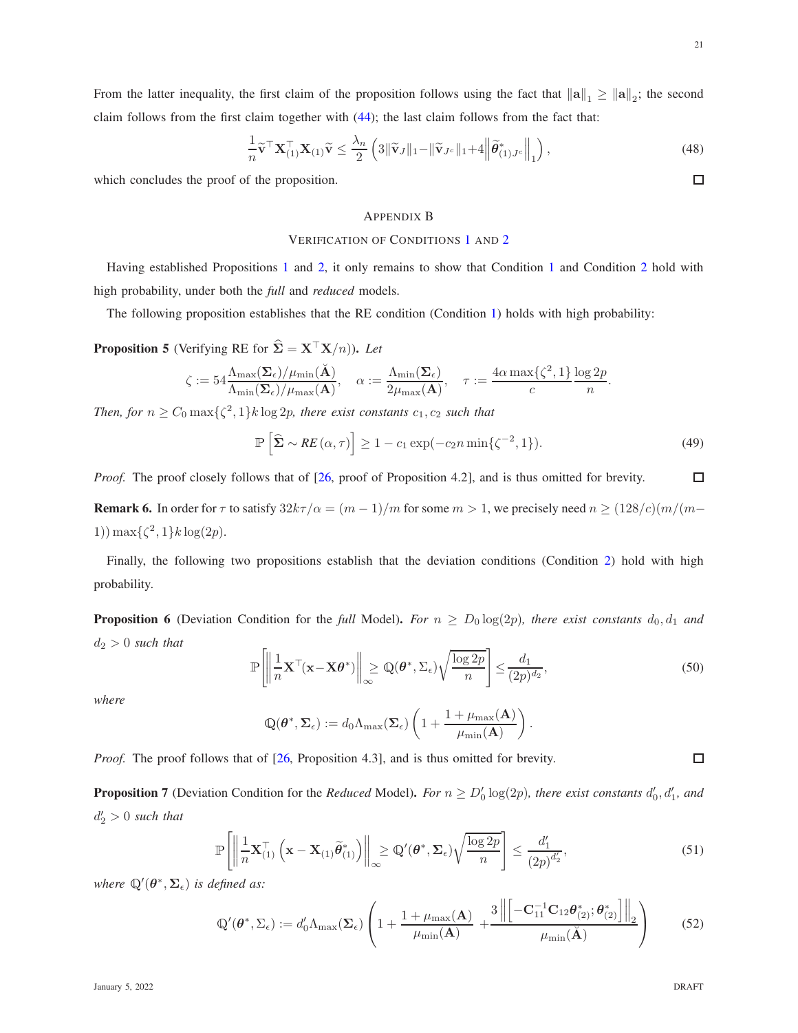From the latter inequality, the first claim of the proposition follows using the fact that $\|\mathbf{a}\|_1 \geq \|\mathbf{a}\|_2$; the second claim follows from the first claim together with (44); the last claim follows from the fact that:

$$\frac{1}{n}\widetilde{\mathbf{v}}^\top \mathbf{X}_{(1)}^\top \mathbf{X}_{(1)} \widetilde{\mathbf{v}} \leq \frac{\lambda_n}{2}\left(3\|\widetilde{\mathbf{v}}_J\|_1 - \|\widetilde{\mathbf{v}}_{J^c}\|_1 + 4\left\|\widetilde{\boldsymbol{\theta}}^*_{(1)J^c}\right\|_1\right), \tag{48}$$

which concludes the proof of the proposition. ☐

## Appendix B

### Verification of Conditions 1 and 2

Having established Propositions 1 and 2, it only remains to show that Condition 1 and Condition 2 hold with high probability, under both the *full* and *reduced* models.

The following proposition establishes that the RE condition (Condition 1) holds with high probability:

**Proposition 5** (Verifying RE for $\widehat{\boldsymbol{\Sigma}} = \mathbf{X}^\top\mathbf{X}/n$)**.** *Let*

$$\zeta := 54\frac{\Lambda_{\max}(\boldsymbol{\Sigma}_\epsilon)/\mu_{\min}(\breve{\mathbf{A}})}{\Lambda_{\min}(\boldsymbol{\Sigma}_\epsilon)/\mu_{\max}(\mathbf{A})}, \quad \alpha := \frac{\Lambda_{\min}(\boldsymbol{\Sigma}_\epsilon)}{2\mu_{\max}(\mathbf{A})}, \quad \tau := \frac{4\alpha\max\{\zeta^2, 1\}}{c}\frac{\log 2p}{n}.$$

*Then, for $n \geq C_0 \max\{\zeta^2, 1\} k \log 2p$, there exist constants $c_1, c_2$ such that*

$$\mathbb{P}\left[\widehat{\boldsymbol{\Sigma}} \sim RE(\alpha, \tau)\right] \geq 1 - c_1\exp(-c_2 n \min\{\zeta^{-2}, 1\}). \tag{49}$$

*Proof.* The proof closely follows that of [26, proof of Proposition 4.2], and is thus omitted for brevity. ☐

**Remark 6.** In order for $\tau$ to satisfy $32k\tau/\alpha = (m-1)/m$ for some $m > 1$, we precisely need $n \geq (128/c)(m/(m-1))\max\{\zeta^2, 1\}k\log(2p)$.

Finally, the following two propositions establish that the deviation conditions (Condition 2) hold with high probability.

**Proposition 6** (Deviation Condition for the *full* Model)**.** *For $n \geq D_0 \log(2p)$, there exist constants $d_0, d_1$ and $d_2 > 0$ such that*

$$\mathbb{P}\left[\left\|\frac{1}{n}\mathbf{X}^\top(\mathbf{x} - \mathbf{X}\boldsymbol{\theta}^*)\right\|_\infty \geq \mathbb{Q}(\boldsymbol{\theta}^*, \Sigma_\epsilon)\sqrt{\frac{\log 2p}{n}}\right] \leq \frac{d_1}{(2p)^{d_2}}, \tag{50}$$

*where*

$$\mathbb{Q}(\boldsymbol{\theta}^*, \boldsymbol{\Sigma}_\epsilon) := d_0\Lambda_{\max}(\boldsymbol{\Sigma}_\epsilon)\left(1 + \frac{1 + \mu_{\max}(\mathbf{A})}{\mu_{\min}(\mathbf{A})}\right).$$

*Proof.* The proof follows that of [26, Proposition 4.3], and is thus omitted for brevity. ☐

**Proposition 7** (Deviation Condition for the *Reduced* Model)**.** *For $n \geq D_0' \log(2p)$, there exist constants $d_0', d_1'$, and $d_2' > 0$ such that*

$$\mathbb{P}\left[\left\|\frac{1}{n}\mathbf{X}_{(1)}^\top\left(\mathbf{x} - \mathbf{X}_{(1)}\widetilde{\boldsymbol{\theta}}^*_{(1)}\right)\right\|_\infty \geq \mathbb{Q}'(\boldsymbol{\theta}^*, \boldsymbol{\Sigma}_\epsilon)\sqrt{\frac{\log 2p}{n}}\right] \leq \frac{d_1'}{(2p)^{d_2'}}, \tag{51}$$

*where $\mathbb{Q}'(\boldsymbol{\theta}^*, \boldsymbol{\Sigma}_\epsilon)$ is defined as:*

$$\mathbb{Q}'(\boldsymbol{\theta}^*, \Sigma_\epsilon) := d_0'\Lambda_{\max}(\boldsymbol{\Sigma}_\epsilon)\left(1 + \frac{1 + \mu_{\max}(\mathbf{A})}{\mu_{\min}(\mathbf{A})} + \frac{3\left\|\left[-\mathbf{C}_{11}^{-1}\mathbf{C}_{12}\boldsymbol{\theta}^*_{(2)}; \boldsymbol{\theta}^*_{(2)}\right]\right\|_2}{\mu_{\min}(\breve{\mathbf{A}})}\right) \tag{52}$$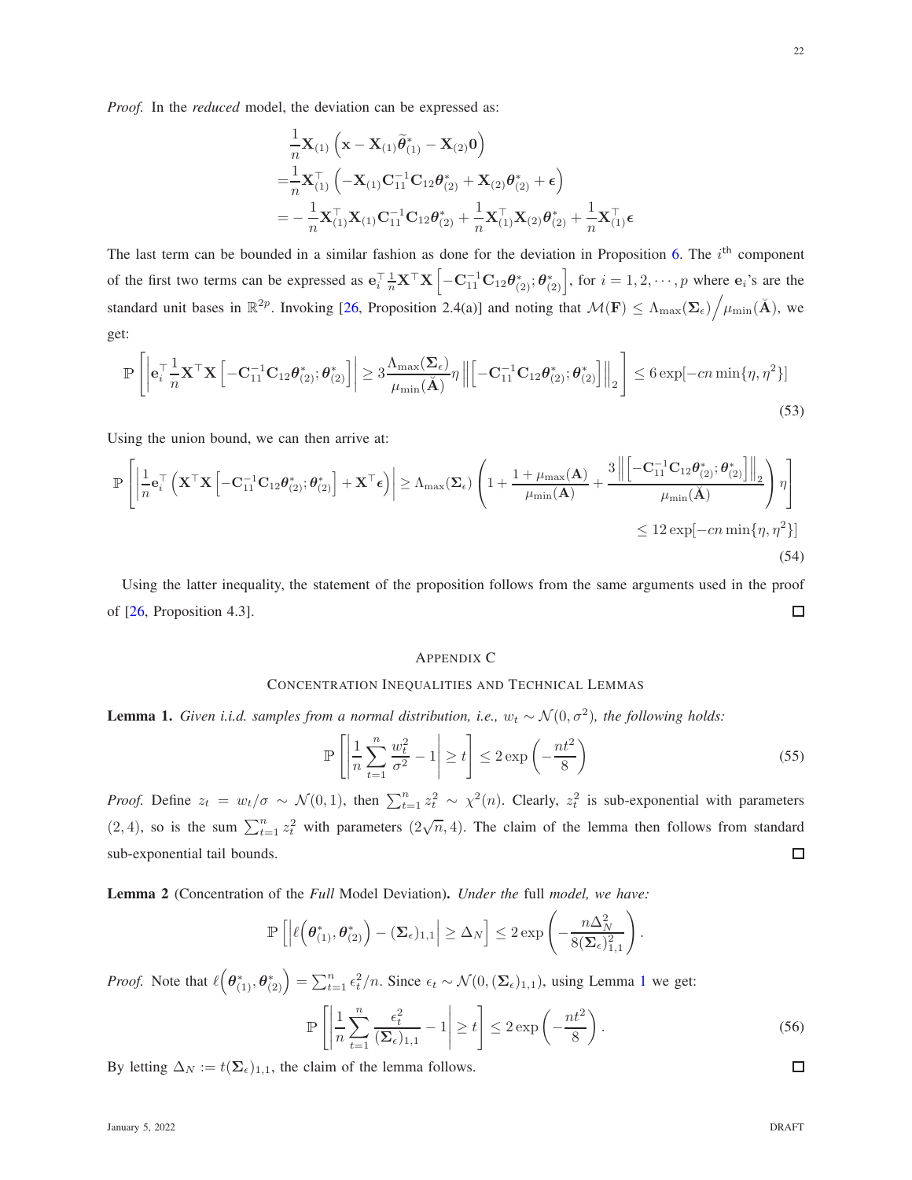*Proof.* In the *reduced* model, the deviation can be expressed as:

$$
\begin{aligned}
&\frac{1}{n}\mathbf{X}_{(1)}\left(\mathbf{x} - \mathbf{X}_{(1)}\widetilde{\boldsymbol{\theta}}^{*}_{(1)} - \mathbf{X}_{(2)}\mathbf{0}\right) \\
=&\frac{1}{n}\mathbf{X}_{(1)}^{\top}\left(-\mathbf{X}_{(1)}\mathbf{C}_{11}^{-1}\mathbf{C}_{12}\boldsymbol{\theta}^{*}_{(2)} + \mathbf{X}_{(2)}\boldsymbol{\theta}^{*}_{(2)} + \boldsymbol{\epsilon}\right) \\
=&-\frac{1}{n}\mathbf{X}_{(1)}^{\top}\mathbf{X}_{(1)}\mathbf{C}_{11}^{-1}\mathbf{C}_{12}\boldsymbol{\theta}^{*}_{(2)} + \frac{1}{n}\mathbf{X}_{(1)}^{\top}\mathbf{X}_{(2)}\boldsymbol{\theta}^{*}_{(2)} + \frac{1}{n}\mathbf{X}_{(1)}^{\top}\boldsymbol{\epsilon}
\end{aligned}
$$

The last term can be bounded in a similar fashion as done for the deviation in Proposition 6. The $i^{\text{th}}$ component of the first two terms can be expressed as $\mathbf{e}_i^{\top}\frac{1}{n}\mathbf{X}^{\top}\mathbf{X}\left[-\mathbf{C}_{11}^{-1}\mathbf{C}_{12}\boldsymbol{\theta}^{*}_{(2)};\boldsymbol{\theta}^{*}_{(2)}\right]$, for $i = 1, 2, \cdots, p$ where $\mathbf{e}_i$'s are the standard unit bases in $\mathbb{R}^{2p}$. Invoking [26, Proposition 2.4(a)] and noting that $\mathcal{M}(\mathbf{F}) \leq \Lambda_{\max}(\boldsymbol{\Sigma}_{\epsilon})\big/\mu_{\min}(\check{\mathbf{A}})$, we get:

$$
\mathbb{P}\left[\left|\mathbf{e}_i^{\top}\frac{1}{n}\mathbf{X}^{\top}\mathbf{X}\left[-\mathbf{C}_{11}^{-1}\mathbf{C}_{12}\boldsymbol{\theta}^{*}_{(2)};\boldsymbol{\theta}^{*}_{(2)}\right]\right| \geq 3\frac{\Lambda_{\max}(\boldsymbol{\Sigma}_{\epsilon})}{\mu_{\min}(\check{\mathbf{A}})}\eta\left\|\left[-\mathbf{C}_{11}^{-1}\mathbf{C}_{12}\boldsymbol{\theta}^{*}_{(2)};\boldsymbol{\theta}^{*}_{(2)}\right]\right\|_2\right] \leq 6\exp[-cn\min\{\eta,\eta^2\}] \tag{53}
$$

Using the union bound, we can then arrive at:

$$
\mathbb{P}\left[\left|\frac{1}{n}\mathbf{e}_i^{\top}\left(\mathbf{X}^{\top}\mathbf{X}\left[-\mathbf{C}_{11}^{-1}\mathbf{C}_{12}\boldsymbol{\theta}^{*}_{(2)};\boldsymbol{\theta}^{*}_{(2)}\right] + \mathbf{X}^{\top}\boldsymbol{\epsilon}\right)\right| \geq \Lambda_{\max}(\boldsymbol{\Sigma}_{\epsilon})\left(1 + \frac{1+\mu_{\max}(\mathbf{A})}{\mu_{\min}(\mathbf{A})} + \frac{3\left\|\left[-\mathbf{C}_{11}^{-1}\mathbf{C}_{12}\boldsymbol{\theta}^{*}_{(2)};\boldsymbol{\theta}^{*}_{(2)}\right]\right\|_2}{\mu_{\min}(\check{\mathbf{A}})}\right)\eta\right] \leq 12\exp[-cn\min\{\eta,\eta^2\}] \tag{54}
$$

Using the latter inequality, the statement of the proposition follows from the same arguments used in the proof of [26, Proposition 4.3]. $\square$

## Appendix C

### Concentration Inequalities and Technical Lemmas

**Lemma 1.** *Given i.i.d. samples from a normal distribution, i.e., $w_t \sim \mathcal{N}(0,\sigma^2)$, the following holds:*

$$
\mathbb{P}\left[\left|\frac{1}{n}\sum_{t=1}^{n}\frac{w_t^2}{\sigma^2} - 1\right| \geq t\right] \leq 2\exp\left(-\frac{nt^2}{8}\right) \tag{55}
$$

*Proof.* Define $z_t = w_t/\sigma \sim \mathcal{N}(0,1)$, then $\sum_{t=1}^{n} z_t^2 \sim \chi^2(n)$. Clearly, $z_t^2$ is sub-exponential with parameters $(2,4)$, so is the sum $\sum_{t=1}^{n} z_t^2$ with parameters $(2\sqrt{n},4)$. The claim of the lemma then follows from standard sub-exponential tail bounds. $\square$

**Lemma 2** (Concentration of the *Full* Model Deviation)**.** *Under the* full *model, we have:*

$$
\mathbb{P}\left[\left|\ell\left(\boldsymbol{\theta}^{*}_{(1)},\boldsymbol{\theta}^{*}_{(2)}\right) - (\boldsymbol{\Sigma}_{\epsilon})_{1,1}\right| \geq \Delta_N\right] \leq 2\exp\left(-\frac{n\Delta_N^2}{8(\boldsymbol{\Sigma}_{\epsilon})_{1,1}^2}\right).
$$

*Proof.* Note that $\ell\left(\boldsymbol{\theta}^{*}_{(1)},\boldsymbol{\theta}^{*}_{(2)}\right) = \sum_{t=1}^{n}\epsilon_t^2/n$. Since $\epsilon_t \sim \mathcal{N}(0,(\boldsymbol{\Sigma}_{\epsilon})_{1,1})$, using Lemma 1 we get:

$$
\mathbb{P}\left[\left|\frac{1}{n}\sum_{t=1}^{n}\frac{\epsilon_t^2}{(\boldsymbol{\Sigma}_{\epsilon})_{1,1}} - 1\right| \geq t\right] \leq 2\exp\left(-\frac{nt^2}{8}\right). \tag{56}
$$

By letting $\Delta_N := t(\boldsymbol{\Sigma}_{\epsilon})_{1,1}$, the claim of the lemma follows. $\square$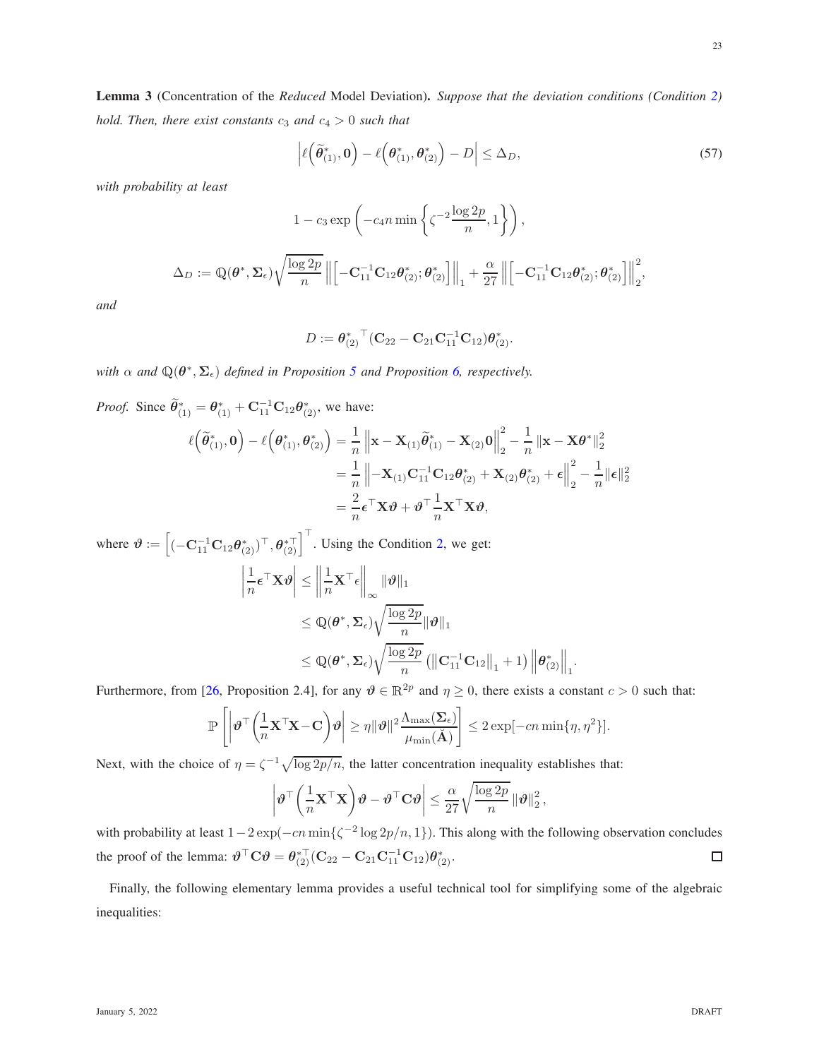**Lemma 3** (Concentration of the *Reduced* Model Deviation)**.** *Suppose that the deviation conditions (Condition 2) hold. Then, there exist constants $c_3$ and $c_4 > 0$ such that*

$$\left|\ell\left(\widetilde{\boldsymbol{\theta}}^*_{(1)}, \mathbf{0}\right) - \ell\left(\boldsymbol{\theta}^*_{(1)}, \boldsymbol{\theta}^*_{(2)}\right) - D\right| \leq \Delta_D, \tag{57}$$

*with probability at least*

$$1 - c_3 \exp\left(-c_4 n \min\left\{\zeta^{-2}\frac{\log 2p}{n}, 1\right\}\right),$$

$$\Delta_D := \mathbb{Q}(\boldsymbol{\theta}^*, \boldsymbol{\Sigma}_\epsilon)\sqrt{\frac{\log 2p}{n}}\left\|\left[-\mathbf{C}_{11}^{-1}\mathbf{C}_{12}\boldsymbol{\theta}^*_{(2)}; \boldsymbol{\theta}^*_{(2)}\right]\right\|_1 + \frac{\alpha}{27}\left\|\left[-\mathbf{C}_{11}^{-1}\mathbf{C}_{12}\boldsymbol{\theta}^*_{(2)}; \boldsymbol{\theta}^*_{(2)}\right]\right\|_2^2,$$

*and*

$$D := {\boldsymbol{\theta}^*_{(2)}}^\top(\mathbf{C}_{22} - \mathbf{C}_{21}\mathbf{C}_{11}^{-1}\mathbf{C}_{12})\boldsymbol{\theta}^*_{(2)}.$$

*with $\alpha$ and $\mathbb{Q}(\boldsymbol{\theta}^*, \boldsymbol{\Sigma}_\epsilon)$ defined in Proposition 5 and Proposition 6, respectively.*

*Proof.* Since $\widetilde{\boldsymbol{\theta}}^*_{(1)} = \boldsymbol{\theta}^*_{(1)} + \mathbf{C}_{11}^{-1}\mathbf{C}_{12}\boldsymbol{\theta}^*_{(2)}$, we have:

$$\begin{aligned}
\ell\left(\widetilde{\boldsymbol{\theta}}^*_{(1)}, \mathbf{0}\right) - \ell\left(\boldsymbol{\theta}^*_{(1)}, \boldsymbol{\theta}^*_{(2)}\right) &= \frac{1}{n}\left\|\mathbf{x} - \mathbf{X}_{(1)}\widetilde{\boldsymbol{\theta}}^*_{(1)} - \mathbf{X}_{(2)}\mathbf{0}\right\|_2^2 - \frac{1}{n}\left\|\mathbf{x} - \mathbf{X}\boldsymbol{\theta}^*\right\|_2^2 \\
&= \frac{1}{n}\left\|-\mathbf{X}_{(1)}\mathbf{C}_{11}^{-1}\mathbf{C}_{12}\boldsymbol{\theta}^*_{(2)} + \mathbf{X}_{(2)}\boldsymbol{\theta}^*_{(2)} + \boldsymbol{\epsilon}\right\|_2^2 - \frac{1}{n}\|\boldsymbol{\epsilon}\|_2^2 \\
&= \frac{2}{n}\boldsymbol{\epsilon}^\top\mathbf{X}\boldsymbol{\vartheta} + \boldsymbol{\vartheta}^\top\frac{1}{n}\mathbf{X}^\top\mathbf{X}\boldsymbol{\vartheta},
\end{aligned}$$

where $\boldsymbol{\vartheta} := \left[(-\mathbf{C}_{11}^{-1}\mathbf{C}_{12}\boldsymbol{\theta}^*_{(2)})^\top, \boldsymbol{\theta}^{*\top}_{(2)}\right]^\top$. Using the Condition 2, we get:

$$\begin{aligned}
\left|\frac{1}{n}\boldsymbol{\epsilon}^\top\mathbf{X}\boldsymbol{\vartheta}\right| &\leq \left\|\frac{1}{n}\mathbf{X}^\top\epsilon\right\|_\infty \|\boldsymbol{\vartheta}\|_1 \\
&\leq \mathbb{Q}(\boldsymbol{\theta}^*, \boldsymbol{\Sigma}_\epsilon)\sqrt{\frac{\log 2p}{n}}\|\boldsymbol{\vartheta}\|_1 \\
&\leq \mathbb{Q}(\boldsymbol{\theta}^*, \boldsymbol{\Sigma}_\epsilon)\sqrt{\frac{\log 2p}{n}}\left(\left\|\mathbf{C}_{11}^{-1}\mathbf{C}_{12}\right\|_1 + 1\right)\left\|\boldsymbol{\theta}^*_{(2)}\right\|_1.
\end{aligned}$$

Furthermore, from [26, Proposition 2.4], for any $\boldsymbol{\vartheta} \in \mathbb{R}^{2p}$ and $\eta \geq 0$, there exists a constant $c > 0$ such that:

$$\mathbb{P}\left[\left|\boldsymbol{\vartheta}^\top\left(\frac{1}{n}\mathbf{X}^\top\mathbf{X} - \mathbf{C}\right)\boldsymbol{\vartheta}\right| \geq \eta\|\boldsymbol{\vartheta}\|^2\frac{\Lambda_{\max}(\boldsymbol{\Sigma}_\epsilon)}{\mu_{\min}(\breve{\mathbf{A}})}\right] \leq 2\exp[-cn\min\{\eta, \eta^2\}].$$

Next, with the choice of $\eta = \zeta^{-1}\sqrt{\log 2p/n}$, the latter concentration inequality establishes that:

$$\left|\boldsymbol{\vartheta}^\top\left(\frac{1}{n}\mathbf{X}^\top\mathbf{X}\right)\boldsymbol{\vartheta} - \boldsymbol{\vartheta}^\top\mathbf{C}\boldsymbol{\vartheta}\right| \leq \frac{\alpha}{27}\sqrt{\frac{\log 2p}{n}}\|\boldsymbol{\vartheta}\|_2^2,$$

with probability at least $1 - 2\exp(-cn\min\{\zeta^{-2}\log 2p/n, 1\})$. This along with the following observation concludes the proof of the lemma: $\boldsymbol{\vartheta}^\top\mathbf{C}\boldsymbol{\vartheta} = \boldsymbol{\theta}^{*\top}_{(2)}(\mathbf{C}_{22} - \mathbf{C}_{21}\mathbf{C}_{11}^{-1}\mathbf{C}_{12})\boldsymbol{\theta}^*_{(2)}$. ∎

Finally, the following elementary lemma provides a useful technical tool for simplifying some of the algebraic inequalities: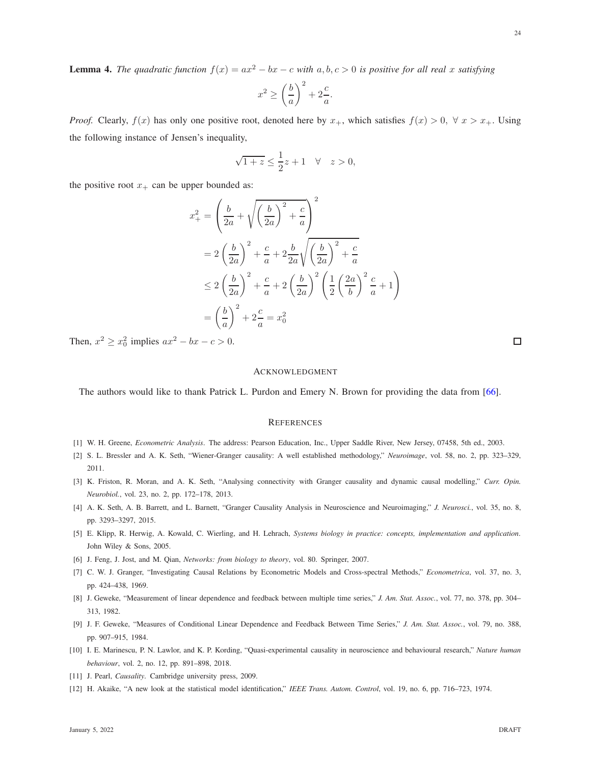**Lemma 4.** *The quadratic function $f(x) = ax^2 - bx - c$ with $a, b, c > 0$ is positive for all real $x$ satisfying*

$$x^2 \geq \left(\frac{b}{a}\right)^2 + 2\frac{c}{a}.$$

*Proof.* Clearly, $f(x)$ has only one positive root, denoted here by $x_+$, which satisfies $f(x) > 0, \ \forall \ x > x_+$. Using the following instance of Jensen's inequality,

$$\sqrt{1+z} \leq \frac{1}{2}z + 1 \quad \forall \quad z > 0,$$

the positive root $x_+$ can be upper bounded as:

$$\begin{aligned}
x_+^2 &= \left(\frac{b}{2a} + \sqrt{\left(\frac{b}{2a}\right)^2 + \frac{c}{a}}\right)^2 \\
&= 2\left(\frac{b}{2a}\right)^2 + \frac{c}{a} + 2\frac{b}{2a}\sqrt{\left(\frac{b}{2a}\right)^2 + \frac{c}{a}} \\
&\leq 2\left(\frac{b}{2a}\right)^2 + \frac{c}{a} + 2\left(\frac{b}{2a}\right)^2\left(\frac{1}{2}\left(\frac{2a}{b}\right)^2\frac{c}{a} + 1\right) \\
&= \left(\frac{b}{a}\right)^2 + 2\frac{c}{a} = x_0^2
\end{aligned}$$

Then, $x^2 \geq x_0^2$ implies $ax^2 - bx - c > 0$. □

## Acknowledgment

The authors would like to thank Patrick L. Purdon and Emery N. Brown for providing the data from [66].

## References

[1] W. H. Greene, *Econometric Analysis*. The address: Pearson Education, Inc., Upper Saddle River, New Jersey, 07458, 5th ed., 2003.

[2] S. L. Bressler and A. K. Seth, "Wiener-Granger causality: A well established methodology," *Neuroimage*, vol. 58, no. 2, pp. 323–329, 2011.

[3] K. Friston, R. Moran, and A. K. Seth, "Analysing connectivity with Granger causality and dynamic causal modelling," *Curr. Opin. Neurobiol.*, vol. 23, no. 2, pp. 172–178, 2013.

[4] A. K. Seth, A. B. Barrett, and L. Barnett, "Granger Causality Analysis in Neuroscience and Neuroimaging," *J. Neurosci.*, vol. 35, no. 8, pp. 3293–3297, 2015.

[5] E. Klipp, R. Herwig, A. Kowald, C. Wierling, and H. Lehrach, *Systems biology in practice: concepts, implementation and application*. John Wiley & Sons, 2005.

[6] J. Feng, J. Jost, and M. Qian, *Networks: from biology to theory*, vol. 80. Springer, 2007.

[7] C. W. J. Granger, "Investigating Causal Relations by Econometric Models and Cross-spectral Methods," *Econometrica*, vol. 37, no. 3, pp. 424–438, 1969.

[8] J. Geweke, "Measurement of linear dependence and feedback between multiple time series," *J. Am. Stat. Assoc.*, vol. 77, no. 378, pp. 304–313, 1982.

[9] J. F. Geweke, "Measures of Conditional Linear Dependence and Feedback Between Time Series," *J. Am. Stat. Assoc.*, vol. 79, no. 388, pp. 907–915, 1984.

[10] I. E. Marinescu, P. N. Lawlor, and K. P. Kording, "Quasi-experimental causality in neuroscience and behavioural research," *Nature human behaviour*, vol. 2, no. 12, pp. 891–898, 2018.

[11] J. Pearl, *Causality*. Cambridge university press, 2009.

[12] H. Akaike, "A new look at the statistical model identification," *IEEE Trans. Autom. Control*, vol. 19, no. 6, pp. 716–723, 1974.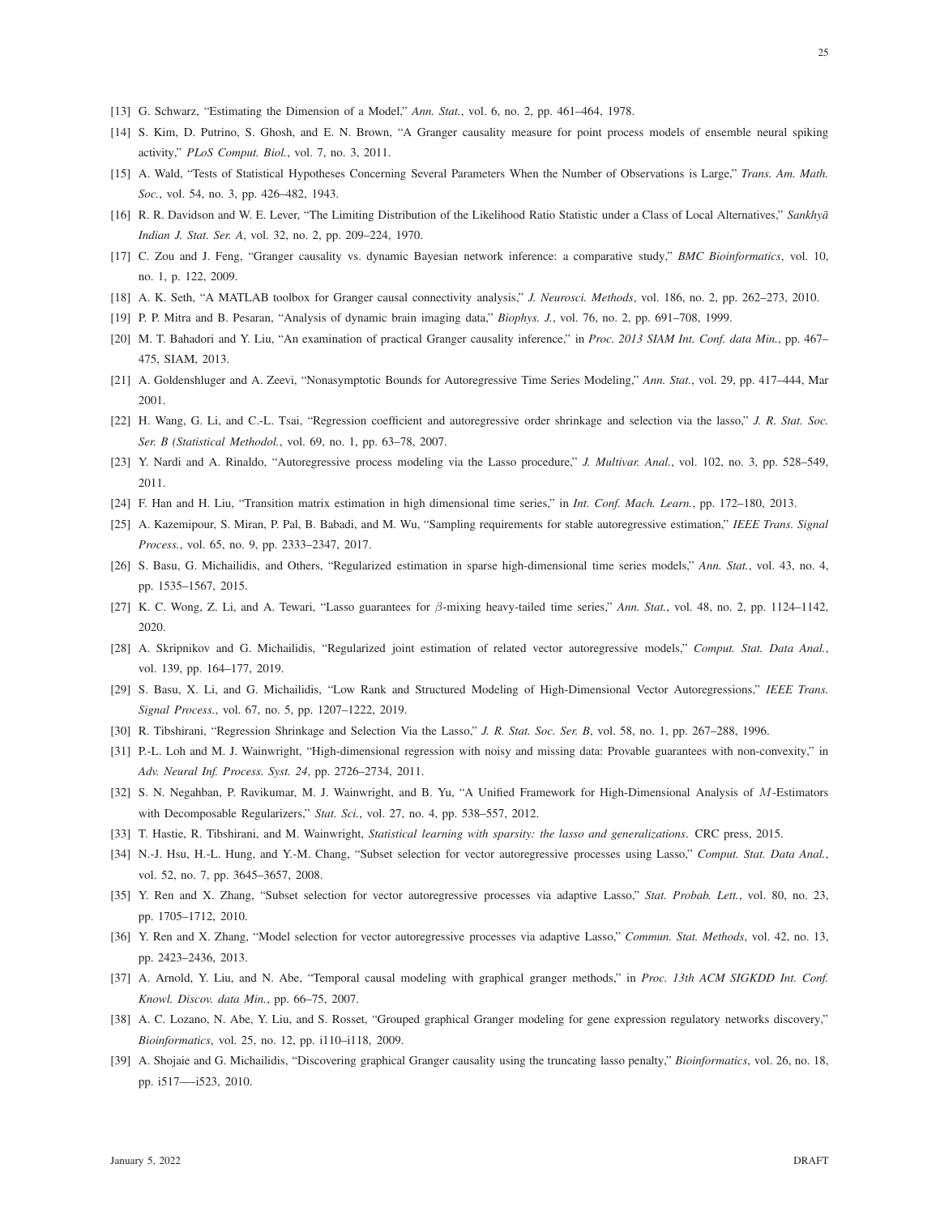[13] G. Schwarz, "Estimating the Dimension of a Model," *Ann. Stat.*, vol. 6, no. 2, pp. 461–464, 1978.

[14] S. Kim, D. Putrino, S. Ghosh, and E. N. Brown, "A Granger causality measure for point process models of ensemble neural spiking activity," *PLoS Comput. Biol.*, vol. 7, no. 3, 2011.

[15] A. Wald, "Tests of Statistical Hypotheses Concerning Several Parameters When the Number of Observations is Large," *Trans. Am. Math. Soc.*, vol. 54, no. 3, pp. 426–482, 1943.

[16] R. R. Davidson and W. E. Lever, "The Limiting Distribution of the Likelihood Ratio Statistic under a Class of Local Alternatives," *Sankhyā Indian J. Stat. Ser. A*, vol. 32, no. 2, pp. 209–224, 1970.

[17] C. Zou and J. Feng, "Granger causality vs. dynamic Bayesian network inference: a comparative study," *BMC Bioinformatics*, vol. 10, no. 1, p. 122, 2009.

[18] A. K. Seth, "A MATLAB toolbox for Granger causal connectivity analysis," *J. Neurosci. Methods*, vol. 186, no. 2, pp. 262–273, 2010.

[19] P. P. Mitra and B. Pesaran, "Analysis of dynamic brain imaging data," *Biophys. J.*, vol. 76, no. 2, pp. 691–708, 1999.

[20] M. T. Bahadori and Y. Liu, "An examination of practical Granger causality inference," in *Proc. 2013 SIAM Int. Conf. data Min.*, pp. 467–475, SIAM, 2013.

[21] A. Goldenshluger and A. Zeevi, "Nonasymptotic Bounds for Autoregressive Time Series Modeling," *Ann. Stat.*, vol. 29, pp. 417–444, Mar 2001.

[22] H. Wang, G. Li, and C.-L. Tsai, "Regression coefficient and autoregressive order shrinkage and selection via the lasso," *J. R. Stat. Soc. Ser. B (Statistical Methodol.*, vol. 69, no. 1, pp. 63–78, 2007.

[23] Y. Nardi and A. Rinaldo, "Autoregressive process modeling via the Lasso procedure," *J. Multivar. Anal.*, vol. 102, no. 3, pp. 528–549, 2011.

[24] F. Han and H. Liu, "Transition matrix estimation in high dimensional time series," in *Int. Conf. Mach. Learn.*, pp. 172–180, 2013.

[25] A. Kazemipour, S. Miran, P. Pal, B. Babadi, and M. Wu, "Sampling requirements for stable autoregressive estimation," *IEEE Trans. Signal Process.*, vol. 65, no. 9, pp. 2333–2347, 2017.

[26] S. Basu, G. Michailidis, and Others, "Regularized estimation in sparse high-dimensional time series models," *Ann. Stat.*, vol. 43, no. 4, pp. 1535–1567, 2015.

[27] K. C. Wong, Z. Li, and A. Tewari, "Lasso guarantees for $\beta$-mixing heavy-tailed time series," *Ann. Stat.*, vol. 48, no. 2, pp. 1124–1142, 2020.

[28] A. Skripnikov and G. Michailidis, "Regularized joint estimation of related vector autoregressive models," *Comput. Stat. Data Anal.*, vol. 139, pp. 164–177, 2019.

[29] S. Basu, X. Li, and G. Michailidis, "Low Rank and Structured Modeling of High-Dimensional Vector Autoregressions," *IEEE Trans. Signal Process.*, vol. 67, no. 5, pp. 1207–1222, 2019.

[30] R. Tibshirani, "Regression Shrinkage and Selection Via the Lasso," *J. R. Stat. Soc. Ser. B*, vol. 58, no. 1, pp. 267–288, 1996.

[31] P.-L. Loh and M. J. Wainwright, "High-dimensional regression with noisy and missing data: Provable guarantees with non-convexity," in *Adv. Neural Inf. Process. Syst. 24*, pp. 2726–2734, 2011.

[32] S. N. Negahban, P. Ravikumar, M. J. Wainwright, and B. Yu, "A Unified Framework for High-Dimensional Analysis of $M$-Estimators with Decomposable Regularizers," *Stat. Sci.*, vol. 27, no. 4, pp. 538–557, 2012.

[33] T. Hastie, R. Tibshirani, and M. Wainwright, *Statistical learning with sparsity: the lasso and generalizations*. CRC press, 2015.

[34] N.-J. Hsu, H.-L. Hung, and Y.-M. Chang, "Subset selection for vector autoregressive processes using Lasso," *Comput. Stat. Data Anal.*, vol. 52, no. 7, pp. 3645–3657, 2008.

[35] Y. Ren and X. Zhang, "Subset selection for vector autoregressive processes via adaptive Lasso," *Stat. Probab. Lett.*, vol. 80, no. 23, pp. 1705–1712, 2010.

[36] Y. Ren and X. Zhang, "Model selection for vector autoregressive processes via adaptive Lasso," *Commun. Stat. Methods*, vol. 42, no. 13, pp. 2423–2436, 2013.

[37] A. Arnold, Y. Liu, and N. Abe, "Temporal causal modeling with graphical granger methods," in *Proc. 13th ACM SIGKDD Int. Conf. Knowl. Discov. data Min.*, pp. 66–75, 2007.

[38] A. C. Lozano, N. Abe, Y. Liu, and S. Rosset, "Grouped graphical Granger modeling for gene expression regulatory networks discovery," *Bioinformatics*, vol. 25, no. 12, pp. i110–i118, 2009.

[39] A. Shojaie and G. Michailidis, "Discovering graphical Granger causality using the truncating lasso penalty," *Bioinformatics*, vol. 26, no. 18, pp. i517—-i523, 2010.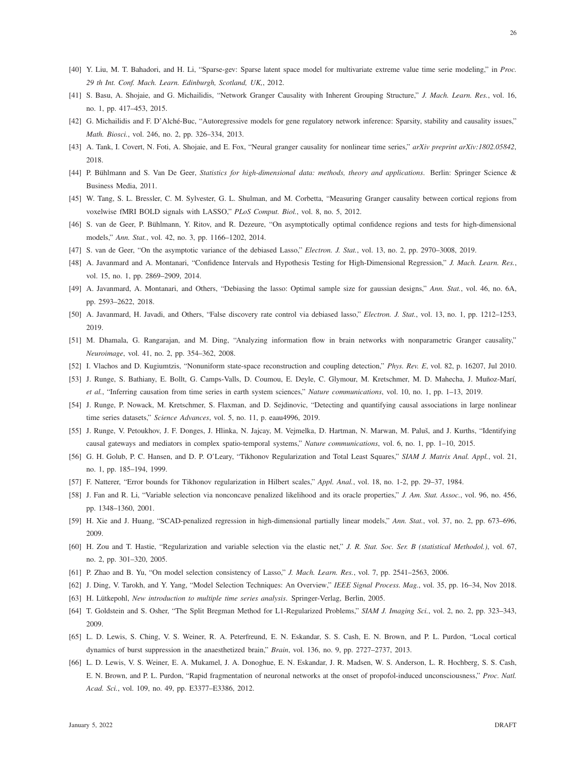[40] Y. Liu, M. T. Bahadori, and H. Li, "Sparse-gev: Sparse latent space model for multivariate extreme value time serie modeling," in *Proc. 29 th Int. Conf. Mach. Learn. Edinburgh, Scotland, UK,*, 2012.

[41] S. Basu, A. Shojaie, and G. Michailidis, "Network Granger Causality with Inherent Grouping Structure," *J. Mach. Learn. Res.*, vol. 16, no. 1, pp. 417–453, 2015.

[42] G. Michailidis and F. D'Alché-Buc, "Autoregressive models for gene regulatory network inference: Sparsity, stability and causality issues," *Math. Biosci.*, vol. 246, no. 2, pp. 326–334, 2013.

[43] A. Tank, I. Covert, N. Foti, A. Shojaie, and E. Fox, "Neural granger causality for nonlinear time series," *arXiv preprint arXiv:1802.05842*, 2018.

[44] P. Bühlmann and S. Van De Geer, *Statistics for high-dimensional data: methods, theory and applications*. Berlin: Springer Science & Business Media, 2011.

[45] W. Tang, S. L. Bressler, C. M. Sylvester, G. L. Shulman, and M. Corbetta, "Measuring Granger causality between cortical regions from voxelwise fMRI BOLD signals with LASSO," *PLoS Comput. Biol.*, vol. 8, no. 5, 2012.

[46] S. van de Geer, P. Bühlmann, Y. Ritov, and R. Dezeure, "On asymptotically optimal confidence regions and tests for high-dimensional models," *Ann. Stat.*, vol. 42, no. 3, pp. 1166–1202, 2014.

[47] S. van de Geer, "On the asymptotic variance of the debiased Lasso," *Electron. J. Stat.*, vol. 13, no. 2, pp. 2970–3008, 2019.

[48] A. Javanmard and A. Montanari, "Confidence Intervals and Hypothesis Testing for High-Dimensional Regression," *J. Mach. Learn. Res.*, vol. 15, no. 1, pp. 2869–2909, 2014.

[49] A. Javanmard, A. Montanari, and Others, "Debiasing the lasso: Optimal sample size for gaussian designs," *Ann. Stat.*, vol. 46, no. 6A, pp. 2593–2622, 2018.

[50] A. Javanmard, H. Javadi, and Others, "False discovery rate control via debiased lasso," *Electron. J. Stat.*, vol. 13, no. 1, pp. 1212–1253, 2019.

[51] M. Dhamala, G. Rangarajan, and M. Ding, "Analyzing information flow in brain networks with nonparametric Granger causality," *Neuroimage*, vol. 41, no. 2, pp. 354–362, 2008.

[52] I. Vlachos and D. Kugiumtzis, "Nonuniform state-space reconstruction and coupling detection," *Phys. Rev. E*, vol. 82, p. 16207, Jul 2010.

[53] J. Runge, S. Bathiany, E. Bollt, G. Camps-Valls, D. Coumou, E. Deyle, C. Glymour, M. Kretschmer, M. D. Mahecha, J. Muñoz-Marí, *et al.*, "Inferring causation from time series in earth system sciences," *Nature communications*, vol. 10, no. 1, pp. 1–13, 2019.

[54] J. Runge, P. Nowack, M. Kretschmer, S. Flaxman, and D. Sejdinovic, "Detecting and quantifying causal associations in large nonlinear time series datasets," *Science Advances*, vol. 5, no. 11, p. eaau4996, 2019.

[55] J. Runge, V. Petoukhov, J. F. Donges, J. Hlinka, N. Jajcay, M. Vejmelka, D. Hartman, N. Marwan, M. Paluš, and J. Kurths, "Identifying causal gateways and mediators in complex spatio-temporal systems," *Nature communications*, vol. 6, no. 1, pp. 1–10, 2015.

[56] G. H. Golub, P. C. Hansen, and D. P. O'Leary, "Tikhonov Regularization and Total Least Squares," *SIAM J. Matrix Anal. Appl.*, vol. 21, no. 1, pp. 185–194, 1999.

[57] F. Natterer, "Error bounds for Tikhonov regularization in Hilbert scales," *Appl. Anal.*, vol. 18, no. 1-2, pp. 29–37, 1984.

[58] J. Fan and R. Li, "Variable selection via nonconcave penalized likelihood and its oracle properties," *J. Am. Stat. Assoc.*, vol. 96, no. 456, pp. 1348–1360, 2001.

[59] H. Xie and J. Huang, "SCAD-penalized regression in high-dimensional partially linear models," *Ann. Stat.*, vol. 37, no. 2, pp. 673–696, 2009.

[60] H. Zou and T. Hastie, "Regularization and variable selection via the elastic net," *J. R. Stat. Soc. Ser. B (statistical Methodol.)*, vol. 67, no. 2, pp. 301–320, 2005.

[61] P. Zhao and B. Yu, "On model selection consistency of Lasso," *J. Mach. Learn. Res.*, vol. 7, pp. 2541–2563, 2006.

[62] J. Ding, V. Tarokh, and Y. Yang, "Model Selection Techniques: An Overview," *IEEE Signal Process. Mag.*, vol. 35, pp. 16–34, Nov 2018.

[63] H. Lütkepohl, *New introduction to multiple time series analysis*. Springer-Verlag, Berlin, 2005.

[64] T. Goldstein and S. Osher, "The Split Bregman Method for L1-Regularized Problems," *SIAM J. Imaging Sci.*, vol. 2, no. 2, pp. 323–343, 2009.

[65] L. D. Lewis, S. Ching, V. S. Weiner, R. A. Peterfreund, E. N. Eskandar, S. S. Cash, E. N. Brown, and P. L. Purdon, "Local cortical dynamics of burst suppression in the anaesthetized brain," *Brain*, vol. 136, no. 9, pp. 2727–2737, 2013.

[66] L. D. Lewis, V. S. Weiner, E. A. Mukamel, J. A. Donoghue, E. N. Eskandar, J. R. Madsen, W. S. Anderson, L. R. Hochberg, S. S. Cash, E. N. Brown, and P. L. Purdon, "Rapid fragmentation of neuronal networks at the onset of propofol-induced unconsciousness," *Proc. Natl. Acad. Sci.*, vol. 109, no. 49, pp. E3377–E3386, 2012.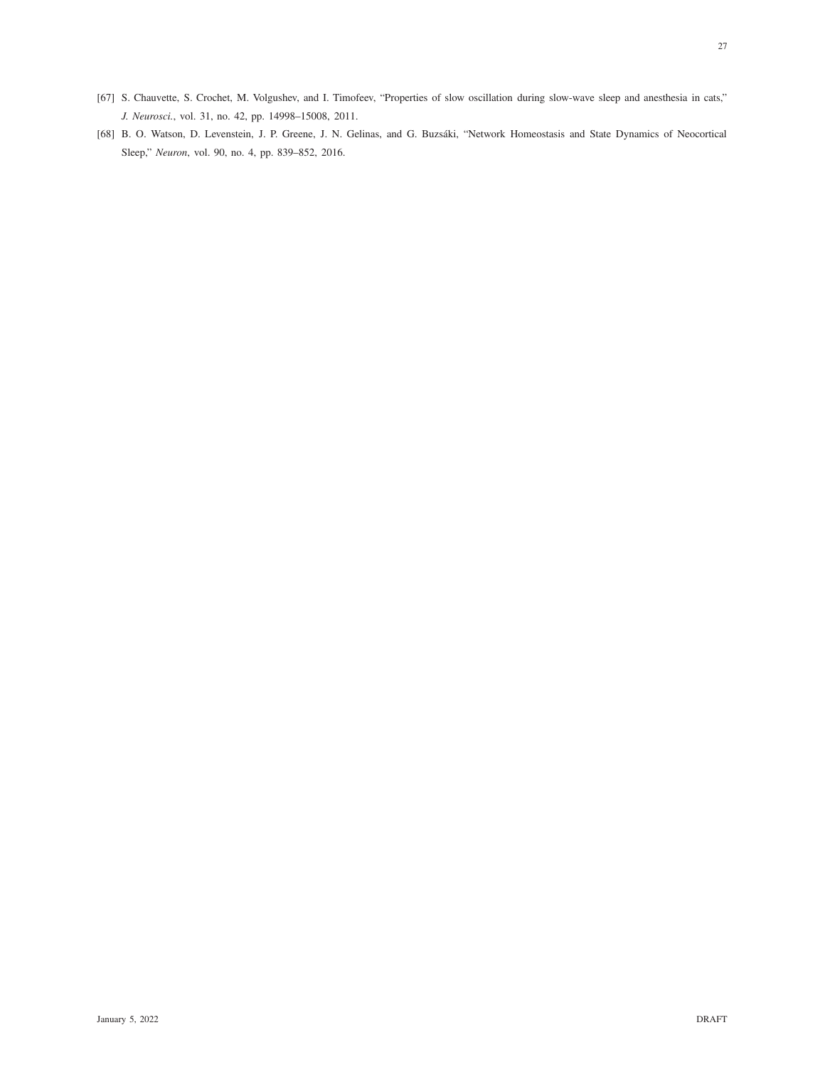[67] S. Chauvette, S. Crochet, M. Volgushev, and I. Timofeev, “Properties of slow oscillation during slow-wave sleep and anesthesia in cats,” *J. Neurosci.*, vol. 31, no. 42, pp. 14998–15008, 2011.

[68] B. O. Watson, D. Levenstein, J. P. Greene, J. N. Gelinas, and G. Buzsáki, “Network Homeostasis and State Dynamics of Neocortical Sleep,” *Neuron*, vol. 90, no. 4, pp. 839–852, 2016.